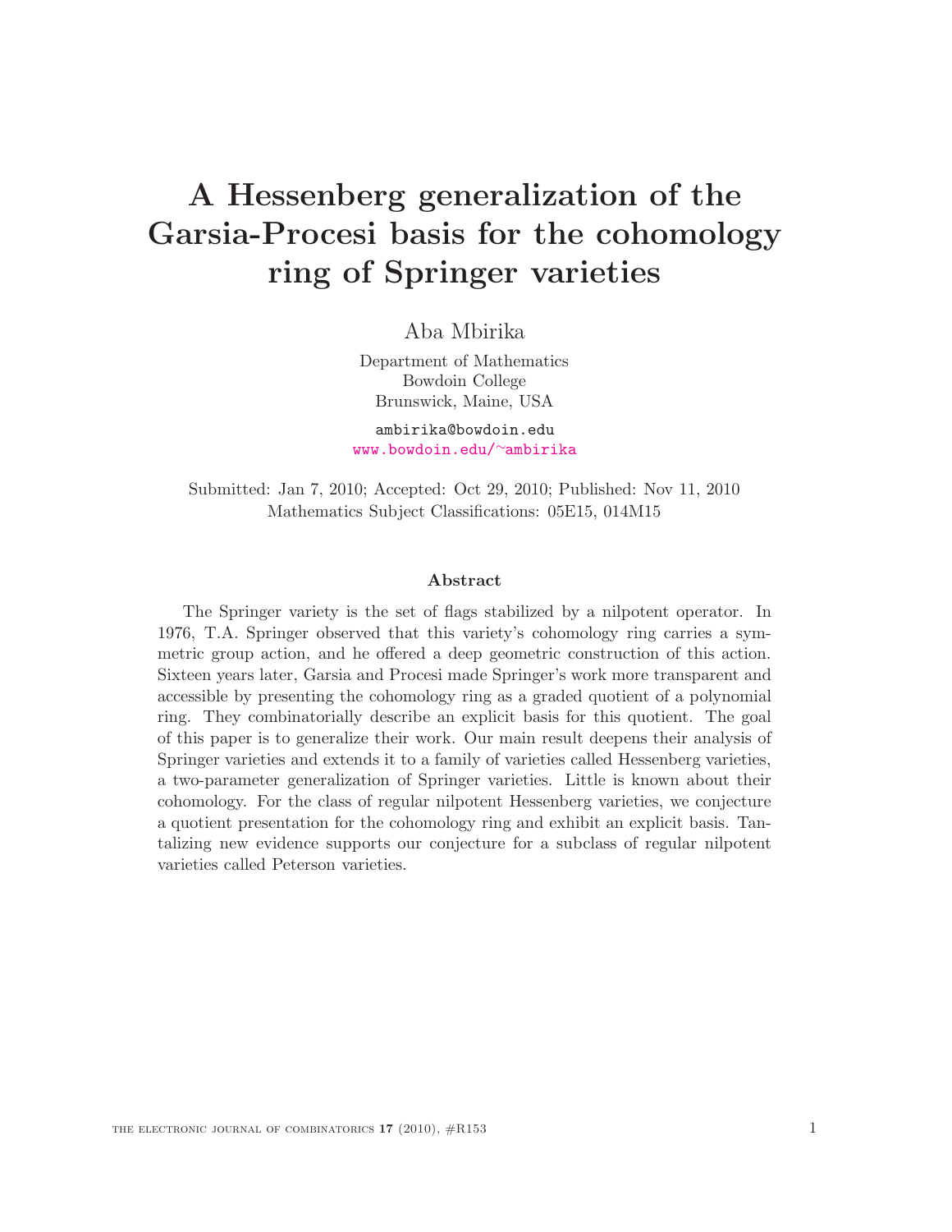# A Hessenberg generalization of the Garsia-Procesi basis for the cohomology ring of Springer varieties

Aba Mbirika

Department of Mathematics
Bowdoin College
Brunswick, Maine, USA

ambirika@bowdoin.edu
www.bowdoin.edu/~ambirika

Submitted: Jan 7, 2010; Accepted: Oct 29, 2010; Published: Nov 11, 2010
Mathematics Subject Classifications: 05E15, 014M15

### Abstract

The Springer variety is the set of flags stabilized by a nilpotent operator. In 1976, T.A. Springer observed that this variety's cohomology ring carries a symmetric group action, and he offered a deep geometric construction of this action. Sixteen years later, Garsia and Procesi made Springer's work more transparent and accessible by presenting the cohomology ring as a graded quotient of a polynomial ring. They combinatorially describe an explicit basis for this quotient. The goal of this paper is to generalize their work. Our main result deepens their analysis of Springer varieties and extends it to a family of varieties called Hessenberg varieties, a two-parameter generalization of Springer varieties. Little is known about their cohomology. For the class of regular nilpotent Hessenberg varieties, we conjecture a quotient presentation for the cohomology ring and exhibit an explicit basis. Tantalizing new evidence supports our conjecture for a subclass of regular nilpotent varieties called Peterson varieties.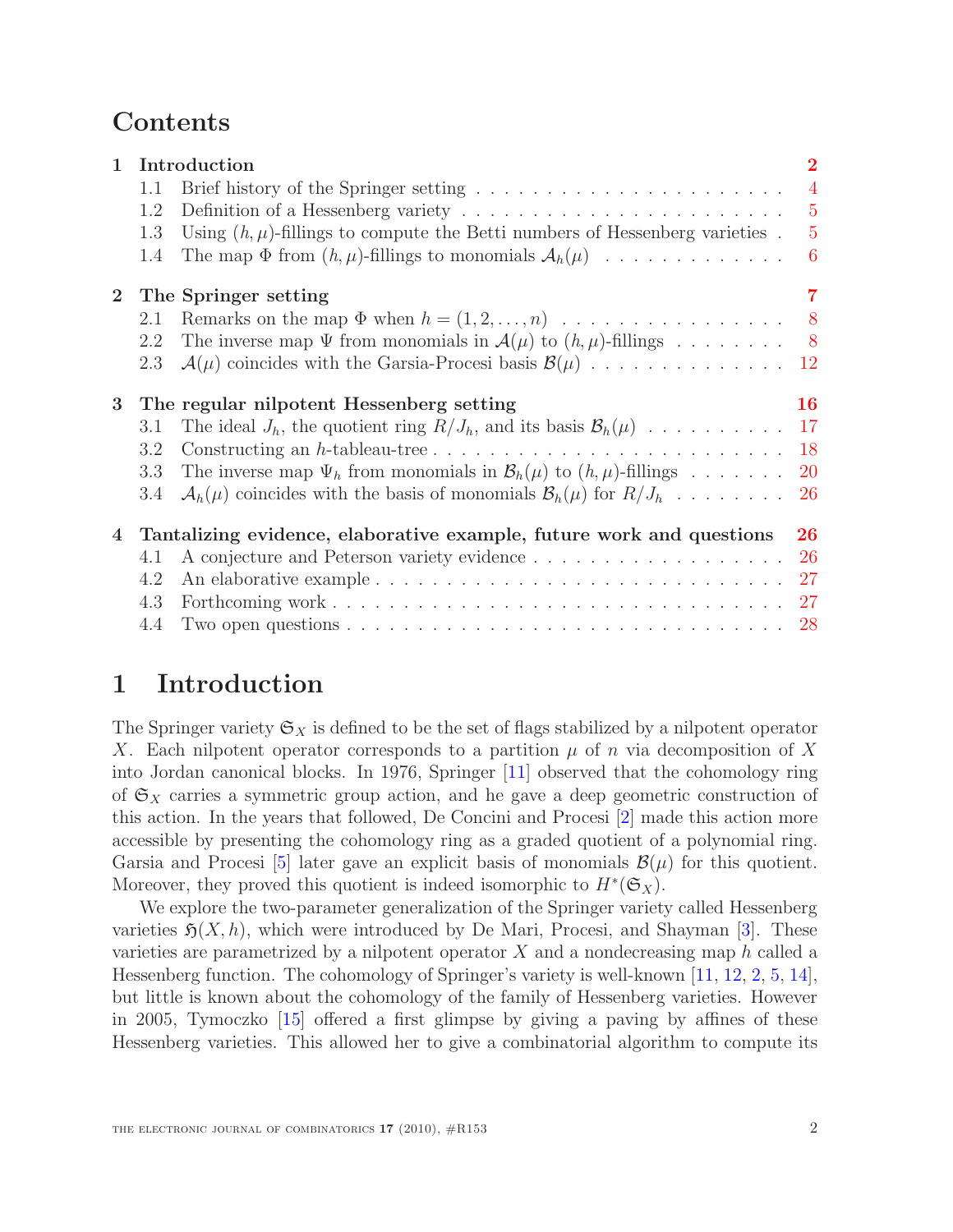## Contents

| | | |
|---|---|---|
| **1** | **Introduction** | **2** |
| | 1.1 Brief history of the Springer setting | 4 |
| | 1.2 Definition of a Hessenberg variety | 5 |
| | 1.3 Using $(h, \mu)$-fillings to compute the Betti numbers of Hessenberg varieties | 5 |
| | 1.4 The map $\Phi$ from $(h, \mu)$-fillings to monomials $\mathcal{A}_h(\mu)$ | 6 |
| **2** | **The Springer setting** | **7** |
| | 2.1 Remarks on the map $\Phi$ when $h = (1, 2, \ldots, n)$ | 8 |
| | 2.2 The inverse map $\Psi$ from monomials in $\mathcal{A}(\mu)$ to $(h, \mu)$-fillings | 8 |
| | 2.3 $\mathcal{A}(\mu)$ coincides with the Garsia-Procesi basis $\mathcal{B}(\mu)$ | 12 |
| **3** | **The regular nilpotent Hessenberg setting** | **16** |
| | 3.1 The ideal $J_h$, the quotient ring $R/J_h$, and its basis $\mathcal{B}_h(\mu)$ | 17 |
| | 3.2 Constructing an $h$-tableau-tree | 18 |
| | 3.3 The inverse map $\Psi_h$ from monomials in $\mathcal{B}_h(\mu)$ to $(h, \mu)$-fillings | 20 |
| | 3.4 $\mathcal{A}_h(\mu)$ coincides with the basis of monomials $\mathcal{B}_h(\mu)$ for $R/J_h$ | 26 |
| **4** | **Tantalizing evidence, elaborative example, future work and questions** | **26** |
| | 4.1 A conjecture and Peterson variety evidence | 26 |
| | 4.2 An elaborative example | 27 |
| | 4.3 Forthcoming work | 27 |
| | 4.4 Two open questions | 28 |

# 1 Introduction

The Springer variety $\mathfrak{S}_X$ is defined to be the set of flags stabilized by a nilpotent operator $X$. Each nilpotent operator corresponds to a partition $\mu$ of $n$ via decomposition of $X$ into Jordan canonical blocks. In 1976, Springer [11] observed that the cohomology ring of $\mathfrak{S}_X$ carries a symmetric group action, and he gave a deep geometric construction of this action. In the years that followed, De Concini and Procesi [2] made this action more accessible by presenting the cohomology ring as a graded quotient of a polynomial ring. Garsia and Procesi [5] later gave an explicit basis of monomials $\mathcal{B}(\mu)$ for this quotient. Moreover, they proved this quotient is indeed isomorphic to $H^*(\mathfrak{S}_X)$.

We explore the two-parameter generalization of the Springer variety called Hessenberg varieties $\mathfrak{H}(X, h)$, which were introduced by De Mari, Procesi, and Shayman [3]. These varieties are parametrized by a nilpotent operator $X$ and a nondecreasing map $h$ called a Hessenberg function. The cohomology of Springer's variety is well-known [11, 12, 2, 5, 14], but little is known about the cohomology of the family of Hessenberg varieties. However in 2005, Tymoczko [15] offered a first glimpse by giving a paving by affines of these Hessenberg varieties. This allowed her to give a combinatorial algorithm to compute its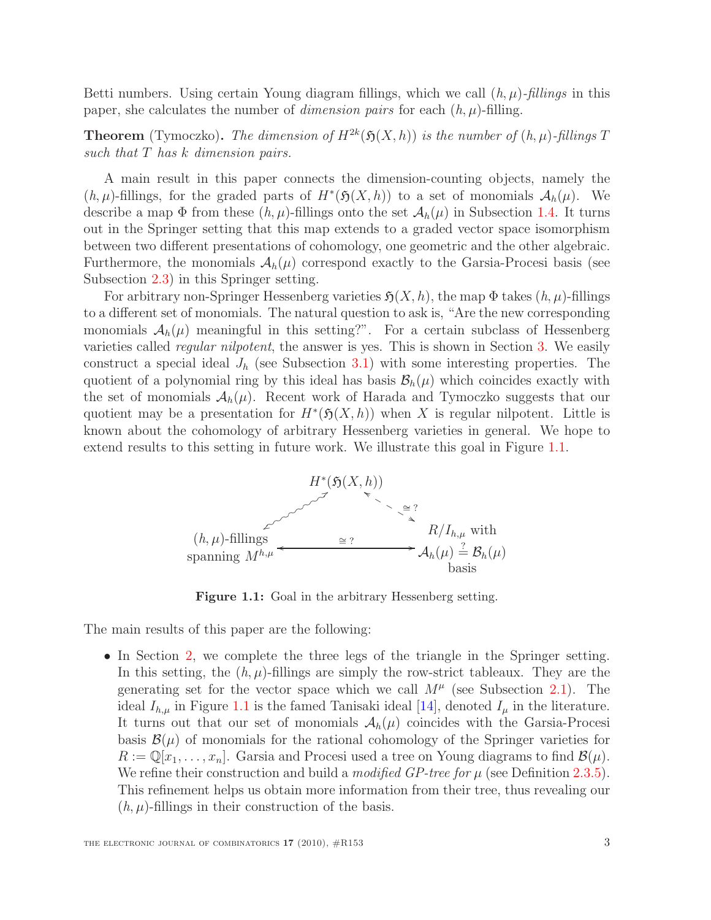Betti numbers. Using certain Young diagram fillings, which we call $(h, \mu)$-*fillings* in this paper, she calculates the number of *dimension pairs* for each $(h, \mu)$-filling.

**Theorem** (Tymoczko)**.** *The dimension of $H^{2k}(\mathfrak{H}(X, h))$ is the number of $(h, \mu)$-fillings $T$ such that $T$ has $k$ dimension pairs.*

A main result in this paper connects the dimension-counting objects, namely the $(h, \mu)$-fillings, for the graded parts of $H^*(\mathfrak{H}(X, h))$ to a set of monomials $\mathcal{A}_h(\mu)$. We describe a map $\Phi$ from these $(h, \mu)$-fillings onto the set $\mathcal{A}_h(\mu)$ in Subsection 1.4. It turns out in the Springer setting that this map extends to a graded vector space isomorphism between two different presentations of cohomology, one geometric and the other algebraic. Furthermore, the monomials $\mathcal{A}_h(\mu)$ correspond exactly to the Garsia-Procesi basis (see Subsection 2.3) in this Springer setting.

For arbitrary non-Springer Hessenberg varieties $\mathfrak{H}(X, h)$, the map $\Phi$ takes $(h, \mu)$-fillings to a different set of monomials. The natural question to ask is, "Are the new corresponding monomials $\mathcal{A}_h(\mu)$ meaningful in this setting?". For a certain subclass of Hessenberg varieties called *regular nilpotent*, the answer is yes. This is shown in Section 3. We easily construct a special ideal $J_h$ (see Subsection 3.1) with some interesting properties. The quotient of a polynomial ring by this ideal has basis $\mathcal{B}_h(\mu)$ which coincides exactly with the set of monomials $\mathcal{A}_h(\mu)$. Recent work of Harada and Tymoczko suggests that our quotient may be a presentation for $H^*(\mathfrak{H}(X, h))$ when $X$ is regular nilpotent. Little is known about the cohomology of arbitrary Hessenberg varieties in general. We hope to extend results to this setting in future work. We illustrate this goal in Figure 1.1.

$$\begin{array}{ccc} & H^*(\mathfrak{H}(X,h)) & \\ \swarrow\!\!\nearrow & & \searrow\!\!\nwarrow \cong ? \\ (h,\mu)\text{-fillings spanning } M^{h,\mu} & \xleftrightarrow{\cong ?} & R/I_{h,\mu} \text{ with } \mathcal{A}_h(\mu) \overset{?}{=} \mathcal{B}_h(\mu) \text{ basis} \end{array}$$

**Figure 1.1:** Goal in the arbitrary Hessenberg setting.

The main results of this paper are the following:

- In Section 2, we complete the three legs of the triangle in the Springer setting. In this setting, the $(h, \mu)$-fillings are simply the row-strict tableaux. They are the generating set for the vector space which we call $M^\mu$ (see Subsection 2.1). The ideal $I_{h,\mu}$ in Figure 1.1 is the famed Tanisaki ideal [14], denoted $I_\mu$ in the literature. It turns out that our set of monomials $\mathcal{A}_h(\mu)$ coincides with the Garsia-Procesi basis $\mathcal{B}(\mu)$ of monomials for the rational cohomology of the Springer varieties for $R := \mathbb{Q}[x_1, \ldots, x_n]$. Garsia and Procesi used a tree on Young diagrams to find $\mathcal{B}(\mu)$. We refine their construction and build a *modified GP-tree for* $\mu$ (see Definition 2.3.5). This refinement helps us obtain more information from their tree, thus revealing our $(h, \mu)$-fillings in their construction of the basis.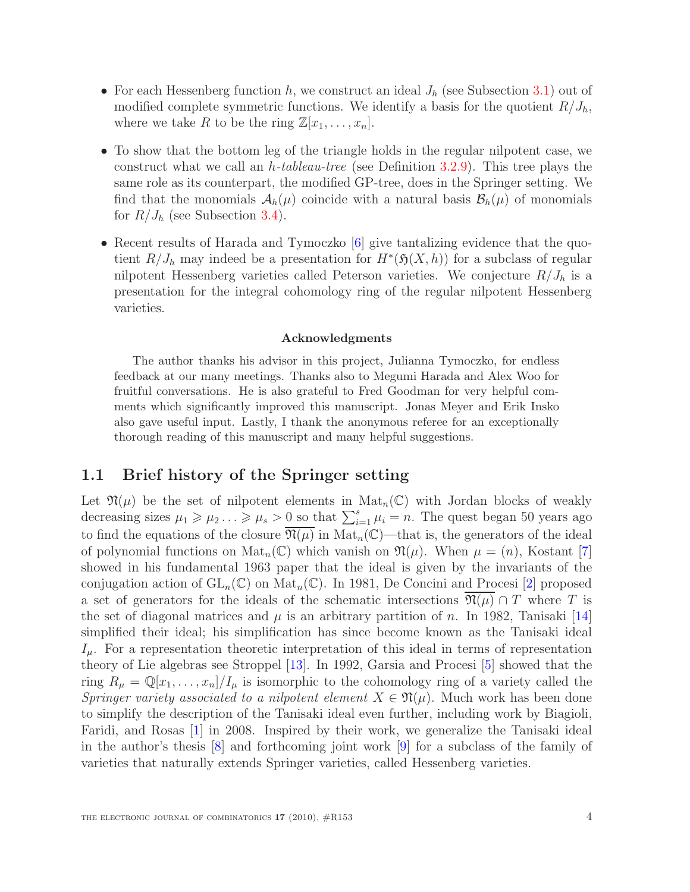- For each Hessenberg function $h$, we construct an ideal $J_h$ (see Subsection 3.1) out of modified complete symmetric functions. We identify a basis for the quotient $R/J_h$, where we take $R$ to be the ring $\mathbb{Z}[x_1, \ldots, x_n]$.
- To show that the bottom leg of the triangle holds in the regular nilpotent case, we construct what we call an *h-tableau-tree* (see Definition 3.2.9). This tree plays the same role as its counterpart, the modified GP-tree, does in the Springer setting. We find that the monomials $\mathcal{A}_h(\mu)$ coincide with a natural basis $\mathcal{B}_h(\mu)$ of monomials for $R/J_h$ (see Subsection 3.4).
- Recent results of Harada and Tymoczko [6] give tantalizing evidence that the quotient $R/J_h$ may indeed be a presentation for $H^*(\mathfrak{H}(X,h))$ for a subclass of regular nilpotent Hessenberg varieties called Peterson varieties. We conjecture $R/J_h$ is a presentation for the integral cohomology ring of the regular nilpotent Hessenberg varieties.

**Acknowledgments**

The author thanks his advisor in this project, Julianna Tymoczko, for endless feedback at our many meetings. Thanks also to Megumi Harada and Alex Woo for fruitful conversations. He is also grateful to Fred Goodman for very helpful comments which significantly improved this manuscript. Jonas Meyer and Erik Insko also gave useful input. Lastly, I thank the anonymous referee for an exceptionally thorough reading of this manuscript and many helpful suggestions.

## 1.1 Brief history of the Springer setting

Let $\mathfrak{N}(\mu)$ be the set of nilpotent elements in $\mathrm{Mat}_n(\mathbb{C})$ with Jordan blocks of weakly decreasing sizes $\mu_1 \geqslant \mu_2 \ldots \geqslant \mu_s > 0$ so that $\sum_{i=1}^{s} \mu_i = n$. The quest began 50 years ago to find the equations of the closure $\overline{\mathfrak{N}(\mu)}$ in $\mathrm{Mat}_n(\mathbb{C})$—that is, the generators of the ideal of polynomial functions on $\mathrm{Mat}_n(\mathbb{C})$ which vanish on $\mathfrak{N}(\mu)$. When $\mu = (n)$, Kostant [7] showed in his fundamental 1963 paper that the ideal is given by the invariants of the conjugation action of $\mathrm{GL}_n(\mathbb{C})$ on $\mathrm{Mat}_n(\mathbb{C})$. In 1981, De Concini and Procesi [2] proposed a set of generators for the ideals of the schematic intersections $\overline{\mathfrak{N}(\mu)} \cap T$ where $T$ is the set of diagonal matrices and $\mu$ is an arbitrary partition of $n$. In 1982, Tanisaki [14] simplified their ideal; his simplification has since become known as the Tanisaki ideal $I_\mu$. For a representation theoretic interpretation of this ideal in terms of representation theory of Lie algebras see Stroppel [13]. In 1992, Garsia and Procesi [5] showed that the ring $R_\mu = \mathbb{Q}[x_1, \ldots, x_n]/I_\mu$ is isomorphic to the cohomology ring of a variety called the *Springer variety associated to a nilpotent element* $X \in \mathfrak{N}(\mu)$. Much work has been done to simplify the description of the Tanisaki ideal even further, including work by Biagioli, Faridi, and Rosas [1] in 2008. Inspired by their work, we generalize the Tanisaki ideal in the author's thesis [8] and forthcoming joint work [9] for a subclass of the family of varieties that naturally extends Springer varieties, called Hessenberg varieties.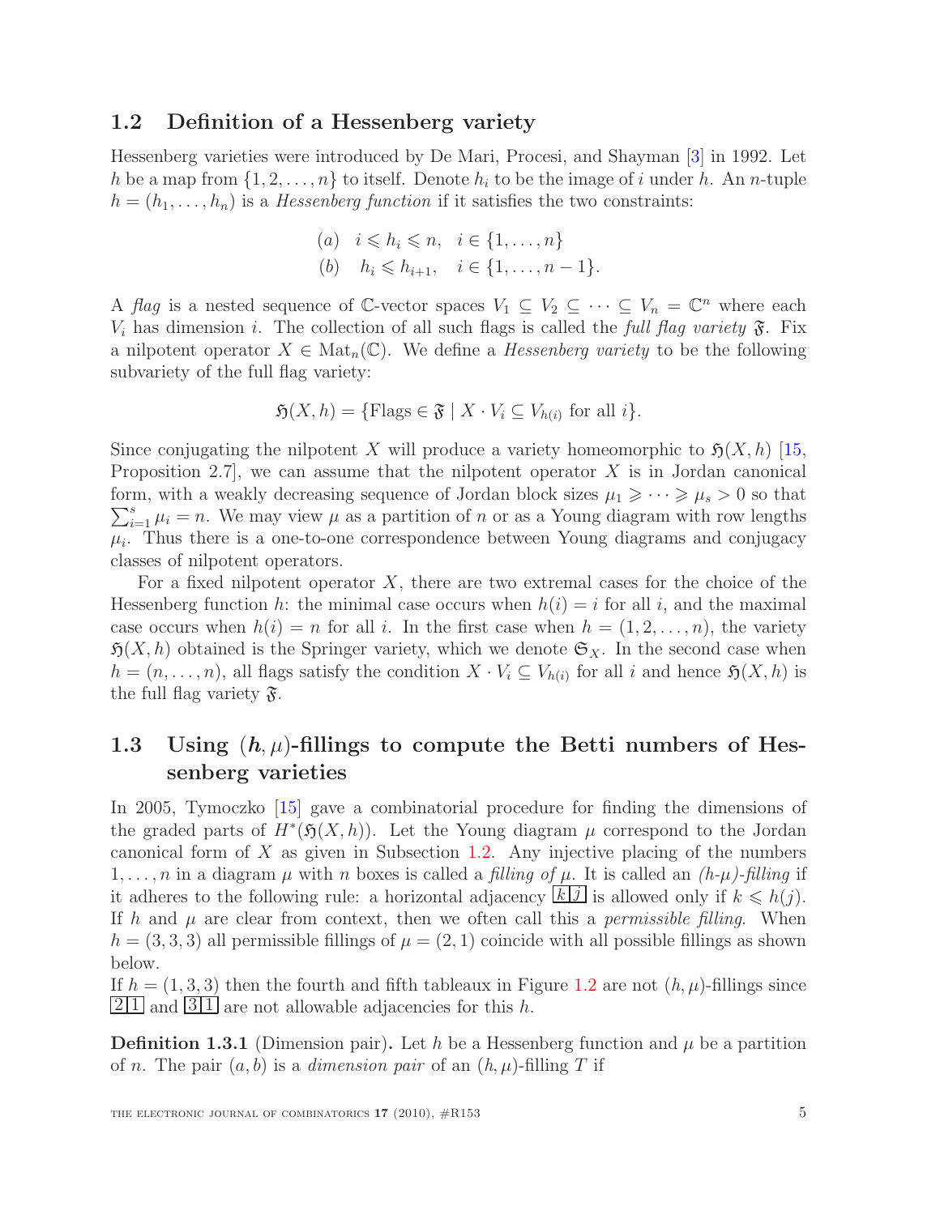## 1.2 Definition of a Hessenberg variety

Hessenberg varieties were introduced by De Mari, Procesi, and Shayman [3] in 1992. Let $h$ be a map from $\{1, 2, \ldots, n\}$ to itself. Denote $h_i$ to be the image of $i$ under $h$. An $n$-tuple $h = (h_1, \ldots, h_n)$ is a *Hessenberg function* if it satisfies the two constraints:

$$\begin{aligned} &(a) \quad i \leqslant h_i \leqslant n, \quad i \in \{1, \ldots, n\} \\ &(b) \quad h_i \leqslant h_{i+1}, \quad i \in \{1, \ldots, n-1\}. \end{aligned}$$

A *flag* is a nested sequence of $\mathbb{C}$-vector spaces $V_1 \subseteq V_2 \subseteq \cdots \subseteq V_n = \mathbb{C}^n$ where each $V_i$ has dimension $i$. The collection of all such flags is called the *full flag variety* $\mathfrak{F}$. Fix a nilpotent operator $X \in \mathrm{Mat}_n(\mathbb{C})$. We define a *Hessenberg variety* to be the following subvariety of the full flag variety:

$$\mathfrak{H}(X, h) = \{\text{Flags} \in \mathfrak{F} \mid X \cdot V_i \subseteq V_{h(i)} \text{ for all } i\}.$$

Since conjugating the nilpotent $X$ will produce a variety homeomorphic to $\mathfrak{H}(X, h)$ [15, Proposition 2.7], we can assume that the nilpotent operator $X$ is in Jordan canonical form, with a weakly decreasing sequence of Jordan block sizes $\mu_1 \geqslant \cdots \geqslant \mu_s > 0$ so that $\sum_{i=1}^{s} \mu_i = n$. We may view $\mu$ as a partition of $n$ or as a Young diagram with row lengths $\mu_i$. Thus there is a one-to-one correspondence between Young diagrams and conjugacy classes of nilpotent operators.

For a fixed nilpotent operator $X$, there are two extremal cases for the choice of the Hessenberg function $h$: the minimal case occurs when $h(i) = i$ for all $i$, and the maximal case occurs when $h(i) = n$ for all $i$. In the first case when $h = (1, 2, \ldots, n)$, the variety $\mathfrak{H}(X, h)$ obtained is the Springer variety, which we denote $\mathfrak{S}_X$. In the second case when $h = (n, \ldots, n)$, all flags satisfy the condition $X \cdot V_i \subseteq V_{h(i)}$ for all $i$ and hence $\mathfrak{H}(X, h)$ is the full flag variety $\mathfrak{F}$.

## 1.3 Using $(h, \mu)$-fillings to compute the Betti numbers of Hessenberg varieties

In 2005, Tymoczko [15] gave a combinatorial procedure for finding the dimensions of the graded parts of $H^*(\mathfrak{H}(X, h))$. Let the Young diagram $\mu$ correspond to the Jordan canonical form of $X$ as given in Subsection 1.2. Any injective placing of the numbers $1, \ldots, n$ in a diagram $\mu$ with $n$ boxes is called a *filling of* $\mu$. It is called an *($h$-$\mu$)-filling* if it adheres to the following rule: a horizontal adjacency $\boxed{k}\boxed{j}$ is allowed only if $k \leqslant h(j)$. If $h$ and $\mu$ are clear from context, then we often call this a *permissible filling*. When $h = (3, 3, 3)$ all permissible fillings of $\mu = (2, 1)$ coincide with all possible fillings as shown below.

If $h = (1, 3, 3)$ then the fourth and fifth tableaux in Figure 1.2 are not $(h, \mu)$-fillings since $\boxed{2}\boxed{1}$ and $\boxed{3}\boxed{1}$ are not allowable adjacencies for this $h$.

**Definition 1.3.1** (Dimension pair)**.** Let $h$ be a Hessenberg function and $\mu$ be a partition of $n$. The pair $(a, b)$ is a *dimension pair* of an $(h, \mu)$-filling $T$ if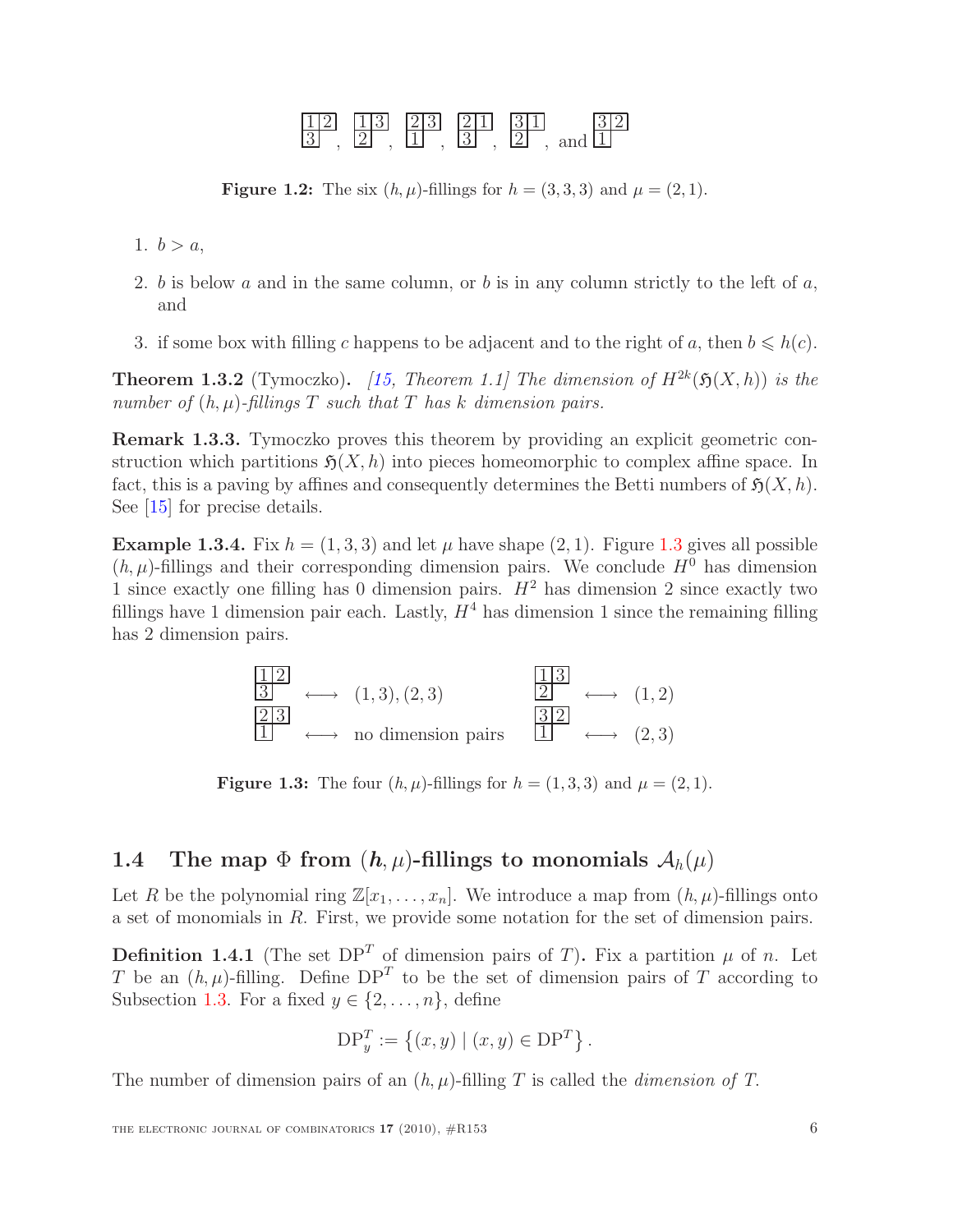$\begin{array}{|c|c|}\hline 1 & 2 \\ \hline 3 \\ \cline{1-1}\end{array}$, $\begin{array}{|c|c|}\hline 1 & 3 \\ \hline 2 \\ \cline{1-1}\end{array}$, $\begin{array}{|c|c|}\hline 2 & 3 \\ \hline 1 \\ \cline{1-1}\end{array}$, $\begin{array}{|c|c|}\hline 2 & 1 \\ \hline 3 \\ \cline{1-1}\end{array}$, $\begin{array}{|c|c|}\hline 3 & 1 \\ \hline 2 \\ \cline{1-1}\end{array}$, and $\begin{array}{|c|c|}\hline 3 & 2 \\ \hline 1 \\ \cline{1-1}\end{array}$

**Figure 1.2:** The six $(h, \mu)$-fillings for $h = (3, 3, 3)$ and $\mu = (2, 1)$.

1. $b > a$,
2. $b$ is below $a$ and in the same column, or $b$ is in any column strictly to the left of $a$, and
3. if some box with filling $c$ happens to be adjacent and to the right of $a$, then $b \leqslant h(c)$.

**Theorem 1.3.2** (Tymoczko)**.** *[15, Theorem 1.1] The dimension of $H^{2k}(\mathfrak{H}(X, h))$ is the number of $(h, \mu)$-fillings $T$ such that $T$ has $k$ dimension pairs.*

**Remark 1.3.3.** Tymoczko proves this theorem by providing an explicit geometric construction which partitions $\mathfrak{H}(X, h)$ into pieces homeomorphic to complex affine space. In fact, this is a paving by affines and consequently determines the Betti numbers of $\mathfrak{H}(X, h)$. See [15] for precise details.

**Example 1.3.4.** Fix $h = (1, 3, 3)$ and let $\mu$ have shape $(2, 1)$. Figure 1.3 gives all possible $(h, \mu)$-fillings and their corresponding dimension pairs. We conclude $H^0$ has dimension 1 since exactly one filling has 0 dimension pairs. $H^2$ has dimension 2 since exactly two fillings have 1 dimension pair each. Lastly, $H^4$ has dimension 1 since the remaining filling has 2 dimension pairs.

| Filling | Dimension pairs | Filling | Dimension pairs |
|---|---|---|---|
| $\begin{array}{\|c\|c\|}\hline 1 & 2 \\ \hline 3 \\ \cline{1-1}\end{array}$ | $\longleftrightarrow$ $(1,3), (2,3)$ | $\begin{array}{\|c\|c\|}\hline 1 & 3 \\ \hline 2 \\ \cline{1-1}\end{array}$ | $\longleftrightarrow$ $(1,2)$ |
| $\begin{array}{\|c\|c\|}\hline 2 & 3 \\ \hline 1 \\ \cline{1-1}\end{array}$ | $\longleftrightarrow$ no dimension pairs | $\begin{array}{\|c\|c\|}\hline 3 & 2 \\ \hline 1 \\ \cline{1-1}\end{array}$ | $\longleftrightarrow$ $(2,3)$ |

**Figure 1.3:** The four $(h, \mu)$-fillings for $h = (1, 3, 3)$ and $\mu = (2, 1)$.

## 1.4 The map $\Phi$ from $(h, \mu)$-fillings to monomials $\mathcal{A}_h(\mu)$

Let $R$ be the polynomial ring $\mathbb{Z}[x_1, \ldots, x_n]$. We introduce a map from $(h, \mu)$-fillings onto a set of monomials in $R$. First, we provide some notation for the set of dimension pairs.

**Definition 1.4.1** (The set $\mathrm{DP}^T$ of dimension pairs of $T$)**.** Fix a partition $\mu$ of $n$. Let $T$ be an $(h, \mu)$-filling. Define $\mathrm{DP}^T$ to be the set of dimension pairs of $T$ according to Subsection 1.3. For a fixed $y \in \{2, \ldots, n\}$, define

$$\mathrm{DP}^T_y := \left\{(x, y) \mid (x, y) \in \mathrm{DP}^T\right\}.$$

The number of dimension pairs of an $(h, \mu)$-filling $T$ is called the *dimension of $T$*.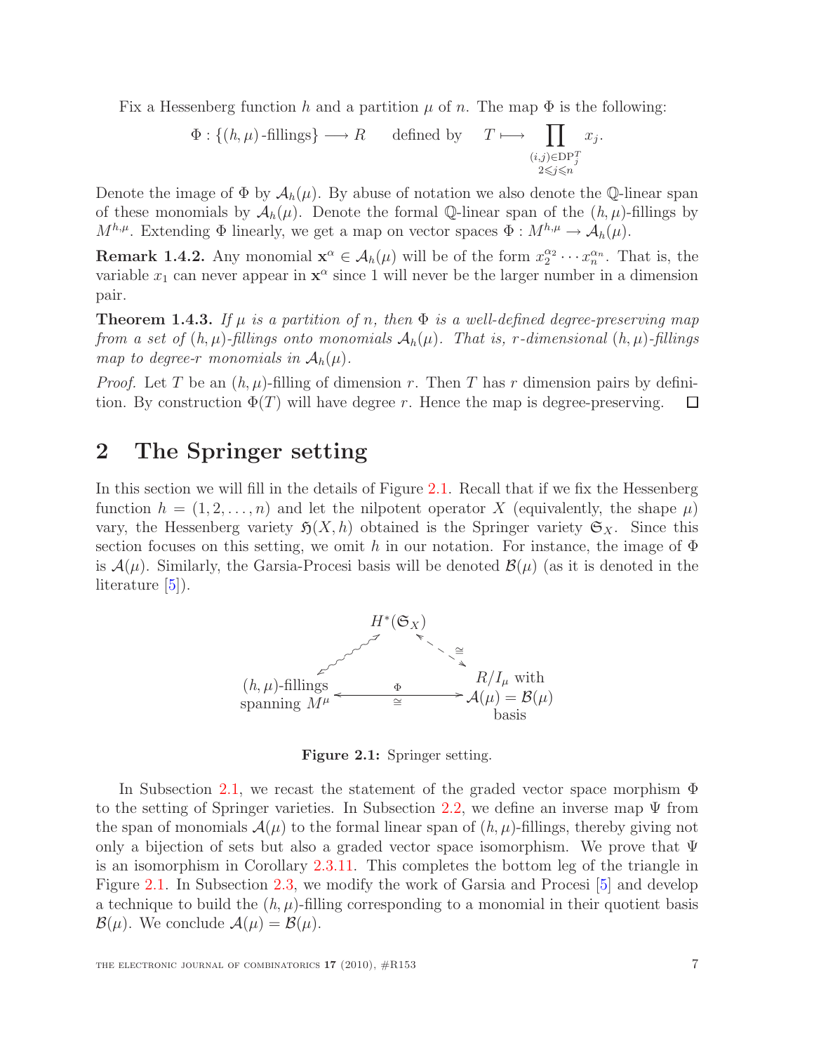Fix a Hessenberg function $h$ and a partition $\mu$ of $n$. The map $\Phi$ is the following:

$$\Phi : \{(h,\mu)\text{-fillings}\} \longrightarrow R \qquad \text{defined by} \qquad T \longmapsto \prod_{\substack{(i,j)\in \mathrm{DP}_j^T \\ 2\leqslant j \leqslant n}} x_j.$$

Denote the image of $\Phi$ by $\mathcal{A}_h(\mu)$. By abuse of notation we also denote the $\mathbb{Q}$-linear span of these monomials by $\mathcal{A}_h(\mu)$. Denote the formal $\mathbb{Q}$-linear span of the $(h,\mu)$-fillings by $M^{h,\mu}$. Extending $\Phi$ linearly, we get a map on vector spaces $\Phi : M^{h,\mu} \to \mathcal{A}_h(\mu)$.

**Remark 1.4.2.** Any monomial $\mathbf{x}^\alpha \in \mathcal{A}_h(\mu)$ will be of the form $x_2^{\alpha_2}\cdots x_n^{\alpha_n}$. That is, the variable $x_1$ can never appear in $\mathbf{x}^\alpha$ since 1 will never be the larger number in a dimension pair.

**Theorem 1.4.3.** *If $\mu$ is a partition of $n$, then $\Phi$ is a well-defined degree-preserving map from a set of $(h,\mu)$-fillings onto monomials $\mathcal{A}_h(\mu)$. That is, $r$-dimensional $(h,\mu)$-fillings map to degree-$r$ monomials in $\mathcal{A}_h(\mu)$.*

*Proof.* Let $T$ be an $(h,\mu)$-filling of dimension $r$. Then $T$ has $r$ dimension pairs by definition. By construction $\Phi(T)$ will have degree $r$. Hence the map is degree-preserving. ☐

# 2 The Springer setting

In this section we will fill in the details of Figure 2.1. Recall that if we fix the Hessenberg function $h = (1, 2, \ldots, n)$ and let the nilpotent operator $X$ (equivalently, the shape $\mu$) vary, the Hessenberg variety $\mathfrak{H}(X,h)$ obtained is the Springer variety $\mathfrak{S}_X$. Since this section focuses on this setting, we omit $h$ in our notation. For instance, the image of $\Phi$ is $\mathcal{A}(\mu)$. Similarly, the Garsia-Procesi basis will be denoted $\mathcal{B}(\mu)$ (as it is denoted in the literature [5]).

$H^*(\mathfrak{S}_X)$

$(h,\mu)$-fillings spanning $M^\mu$ $\quad \xleftrightarrow[\cong]{\Phi} \quad$ $R/I_\mu$ with $\mathcal{A}(\mu) = \mathcal{B}(\mu)$ basis

**Figure 2.1:** Springer setting.

In Subsection 2.1, we recast the statement of the graded vector space morphism $\Phi$ to the setting of Springer varieties. In Subsection 2.2, we define an inverse map $\Psi$ from the span of monomials $\mathcal{A}(\mu)$ to the formal linear span of $(h,\mu)$-fillings, thereby giving not only a bijection of sets but also a graded vector space isomorphism. We prove that $\Psi$ is an isomorphism in Corollary 2.3.11. This completes the bottom leg of the triangle in Figure 2.1. In Subsection 2.3, we modify the work of Garsia and Procesi [5] and develop a technique to build the $(h,\mu)$-filling corresponding to a monomial in their quotient basis $\mathcal{B}(\mu)$. We conclude $\mathcal{A}(\mu) = \mathcal{B}(\mu)$.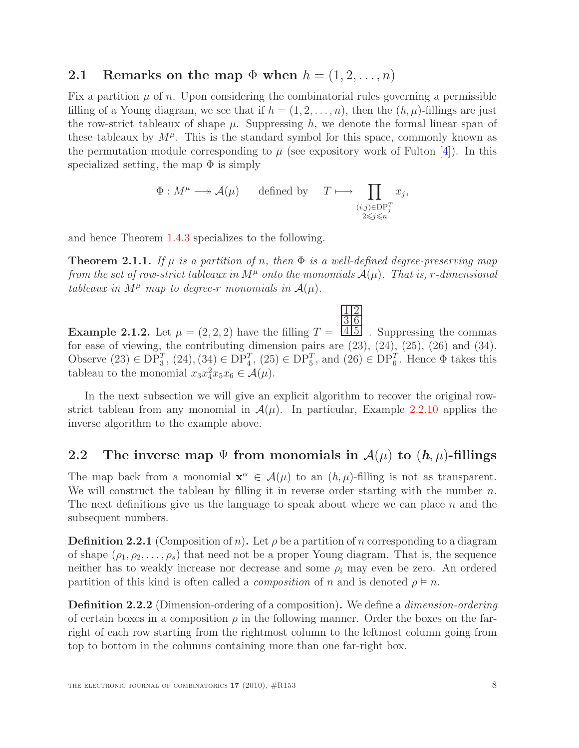## 2.1 Remarks on the map $\Phi$ when $h = (1, 2, \ldots, n)$

Fix a partition $\mu$ of $n$. Upon considering the combinatorial rules governing a permissible filling of a Young diagram, we see that if $h = (1, 2, \ldots, n)$, then the $(h, \mu)$-fillings are just the row-strict tableaux of shape $\mu$. Suppressing $h$, we denote the formal linear span of these tableaux by $M^\mu$. This is the standard symbol for this space, commonly known as the permutation module corresponding to $\mu$ (see expository work of Fulton [4]). In this specialized setting, the map $\Phi$ is simply

$$\Phi : M^\mu \longrightarrow\!\!\!\!\!\rightarrow \mathcal{A}(\mu) \qquad \text{defined by} \qquad T \longmapsto \prod_{\substack{(i,j) \in \mathrm{DP}_j^T \\ 2 \leqslant j \leqslant n}} x_j,$$

and hence Theorem 1.4.3 specializes to the following.

**Theorem 2.1.1.** *If $\mu$ is a partition of $n$, then $\Phi$ is a well-defined degree-preserving map from the set of row-strict tableaux in $M^\mu$ onto the monomials $\mathcal{A}(\mu)$. That is, $r$-dimensional tableaux in $M^\mu$ map to degree-$r$ monomials in $\mathcal{A}(\mu)$.*

**Example 2.1.2.** Let $\mu = (2, 2, 2)$ have the filling $T = \begin{array}{|c|c|}\hline 1 & 2 \\ \hline 3 & 6 \\ \hline 4 & 5 \\ \hline \end{array}$ . Suppressing the commas for ease of viewing, the contributing dimension pairs are (23), (24), (25), (26) and (34). Observe $(23) \in \mathrm{DP}_3^T$, $(24), (34) \in \mathrm{DP}_4^T$, $(25) \in \mathrm{DP}_5^T$, and $(26) \in \mathrm{DP}_6^T$. Hence $\Phi$ takes this tableau to the monomial $x_3 x_4^2 x_5 x_6 \in \mathcal{A}(\mu)$.

In the next subsection we will give an explicit algorithm to recover the original row-strict tableau from any monomial in $\mathcal{A}(\mu)$. In particular, Example 2.2.10 applies the inverse algorithm to the example above.

## 2.2 The inverse map $\Psi$ from monomials in $\mathcal{A}(\mu)$ to $(\boldsymbol{h}, \mu)$-fillings

The map back from a monomial $\mathbf{x}^\alpha \in \mathcal{A}(\mu)$ to an $(h, \mu)$-filling is not as transparent. We will construct the tableau by filling it in reverse order starting with the number $n$. The next definitions give us the language to speak about where we can place $n$ and the subsequent numbers.

**Definition 2.2.1** (Composition of $n$)**.** Let $\rho$ be a partition of $n$ corresponding to a diagram of shape $(\rho_1, \rho_2, \ldots, \rho_s)$ that need not be a proper Young diagram. That is, the sequence neither has to weakly increase nor decrease and some $\rho_i$ may even be zero. An ordered partition of this kind is often called a *composition* of $n$ and is denoted $\rho \vDash n$.

**Definition 2.2.2** (Dimension-ordering of a composition)**.** We define a *dimension-ordering* of certain boxes in a composition $\rho$ in the following manner. Order the boxes on the far-right of each row starting from the rightmost column to the leftmost column going from top to bottom in the columns containing more than one far-right box.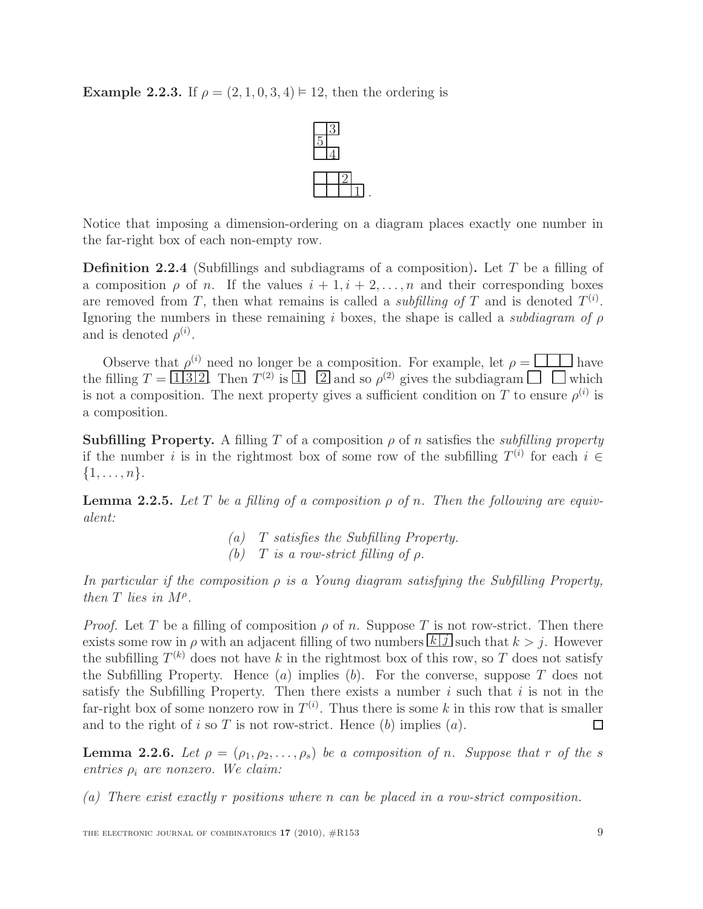**Example 2.2.3.** If $\rho = (2, 1, 0, 3, 4) \vDash 12$, then the ordering is

$$\begin{array}{l} \square\,\boxed{3} \\ \boxed{5} \\ \square\,\boxed{4} \\ \\ \square\,\square\,\boxed{2} \\ \square\,\square\,\square\,\boxed{1} \end{array}.$$

Notice that imposing a dimension-ordering on a diagram places exactly one number in the far-right box of each non-empty row.

**Definition 2.2.4** (Subfillings and subdiagrams of a composition)**.** Let $T$ be a filling of a composition $\rho$ of $n$. If the values $i+1, i+2, \ldots, n$ and their corresponding boxes are removed from $T$, then what remains is called a *subfilling of* $T$ and is denoted $T^{(i)}$. Ignoring the numbers in these remaining $i$ boxes, the shape is called a *subdiagram of* $\rho$ and is denoted $\rho^{(i)}$.

Observe that $\rho^{(i)}$ need no longer be a composition. For example, let $\rho = \square\square\square$ have the filling $T = \boxed{1}\boxed{3}\boxed{2}$. Then $T^{(2)}$ is $\boxed{1}\;\;\boxed{2}$ and so $\rho^{(2)}$ gives the subdiagram $\square\;\;\square$ which is not a composition. The next property gives a sufficient condition on $T$ to ensure $\rho^{(i)}$ is a composition.

**Subfilling Property.** A filling $T$ of a composition $\rho$ of $n$ satisfies the *subfilling property* if the number $i$ is in the rightmost box of some row of the subfilling $T^{(i)}$ for each $i \in \{1, \ldots, n\}$.

**Lemma 2.2.5.** *Let $T$ be a filling of a composition $\rho$ of $n$. Then the following are equivalent:*

*(a) $T$ satisfies the Subfilling Property.*
*(b) $T$ is a row-strict filling of $\rho$.*

*In particular if the composition $\rho$ is a Young diagram satisfying the Subfilling Property, then $T$ lies in $M^{\rho}$.*

*Proof.* Let $T$ be a filling of composition $\rho$ of $n$. Suppose $T$ is not row-strict. Then there exists some row in $\rho$ with an adjacent filling of two numbers $\boxed{k}\boxed{j}$ such that $k > j$. However the subfilling $T^{(k)}$ does not have $k$ in the rightmost box of this row, so $T$ does not satisfy the Subfilling Property. Hence $(a)$ implies $(b)$. For the converse, suppose $T$ does not satisfy the Subfilling Property. Then there exists a number $i$ such that $i$ is not in the far-right box of some nonzero row in $T^{(i)}$. Thus there is some $k$ in this row that is smaller and to the right of $i$ so $T$ is not row-strict. Hence $(b)$ implies $(a)$. $\square$

**Lemma 2.2.6.** *Let $\rho = (\rho_1, \rho_2, \ldots, \rho_s)$ be a composition of $n$. Suppose that $r$ of the $s$ entries $\rho_i$ are nonzero. We claim:*

*(a) There exist exactly $r$ positions where $n$ can be placed in a row-strict composition.*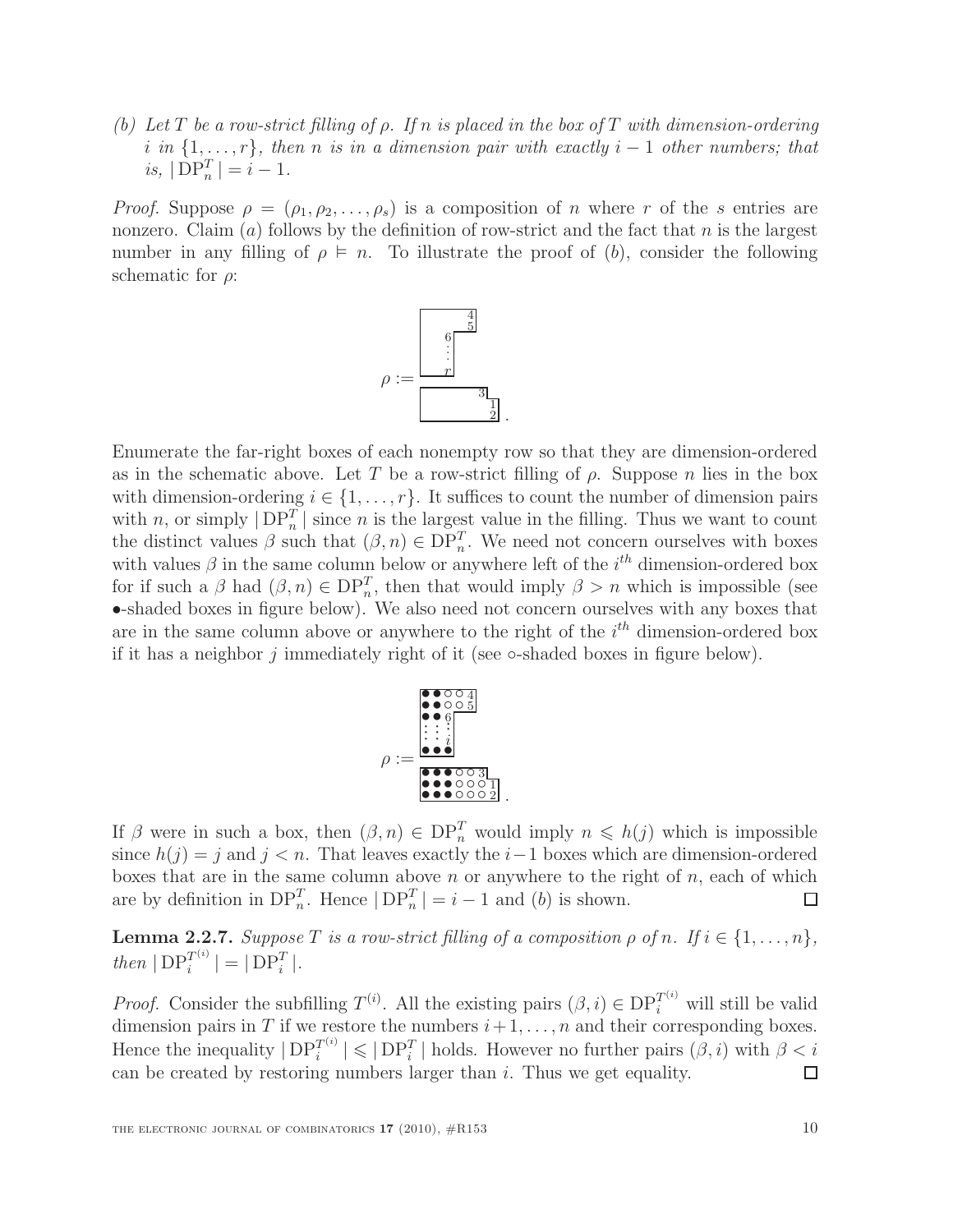*(b) Let $T$ be a row-strict filling of $\rho$. If $n$ is placed in the box of $T$ with dimension-ordering $i$ in $\{1, \ldots, r\}$, then $n$ is in a dimension pair with exactly $i-1$ other numbers; that is, $|\operatorname{DP}_n^T| = i - 1$.*

*Proof.* Suppose $\rho = (\rho_1, \rho_2, \ldots, \rho_s)$ is a composition of $n$ where $r$ of the $s$ entries are nonzero. Claim $(a)$ follows by the definition of row-strict and the fact that $n$ is the largest number in any filling of $\rho \models n$. To illustrate the proof of $(b)$, consider the following schematic for $\rho$:

$\rho :=$ (schematic)

Enumerate the far-right boxes of each nonempty row so that they are dimension-ordered as in the schematic above. Let $T$ be a row-strict filling of $\rho$. Suppose $n$ lies in the box with dimension-ordering $i \in \{1, \ldots, r\}$. It suffices to count the number of dimension pairs with $n$, or simply $|\operatorname{DP}_n^T|$ since $n$ is the largest value in the filling. Thus we want to count the distinct values $\beta$ such that $(\beta, n) \in \operatorname{DP}_n^T$. We need not concern ourselves with boxes with values $\beta$ in the same column below or anywhere left of the $i^{th}$ dimension-ordered box for if such a $\beta$ had $(\beta, n) \in \operatorname{DP}_n^T$, then that would imply $\beta > n$ which is impossible (see $\bullet$-shaded boxes in figure below). We also need not concern ourselves with any boxes that are in the same column above or anywhere to the right of the $i^{th}$ dimension-ordered box if it has a neighbor $j$ immediately right of it (see $\circ$-shaded boxes in figure below).

$\rho :=$ (schematic)

If $\beta$ were in such a box, then $(\beta, n) \in \operatorname{DP}_n^T$ would imply $n \leqslant h(j)$ which is impossible since $h(j) = j$ and $j < n$. That leaves exactly the $i-1$ boxes which are dimension-ordered boxes that are in the same column above $n$ or anywhere to the right of $n$, each of which are by definition in $\operatorname{DP}_n^T$. Hence $|\operatorname{DP}_n^T| = i - 1$ and $(b)$ is shown. $\square$

**Lemma 2.2.7.** *Suppose $T$ is a row-strict filling of a composition $\rho$ of $n$. If $i \in \{1, \ldots, n\}$, then $|\operatorname{DP}_i^{T^{(i)}}| = |\operatorname{DP}_i^T|$.*

*Proof.* Consider the subfilling $T^{(i)}$. All the existing pairs $(\beta, i) \in \operatorname{DP}_i^{T^{(i)}}$ will still be valid dimension pairs in $T$ if we restore the numbers $i+1, \ldots, n$ and their corresponding boxes. Hence the inequality $|\operatorname{DP}_i^{T^{(i)}}| \leqslant |\operatorname{DP}_i^T|$ holds. However no further pairs $(\beta, i)$ with $\beta < i$ can be created by restoring numbers larger than $i$. Thus we get equality. $\square$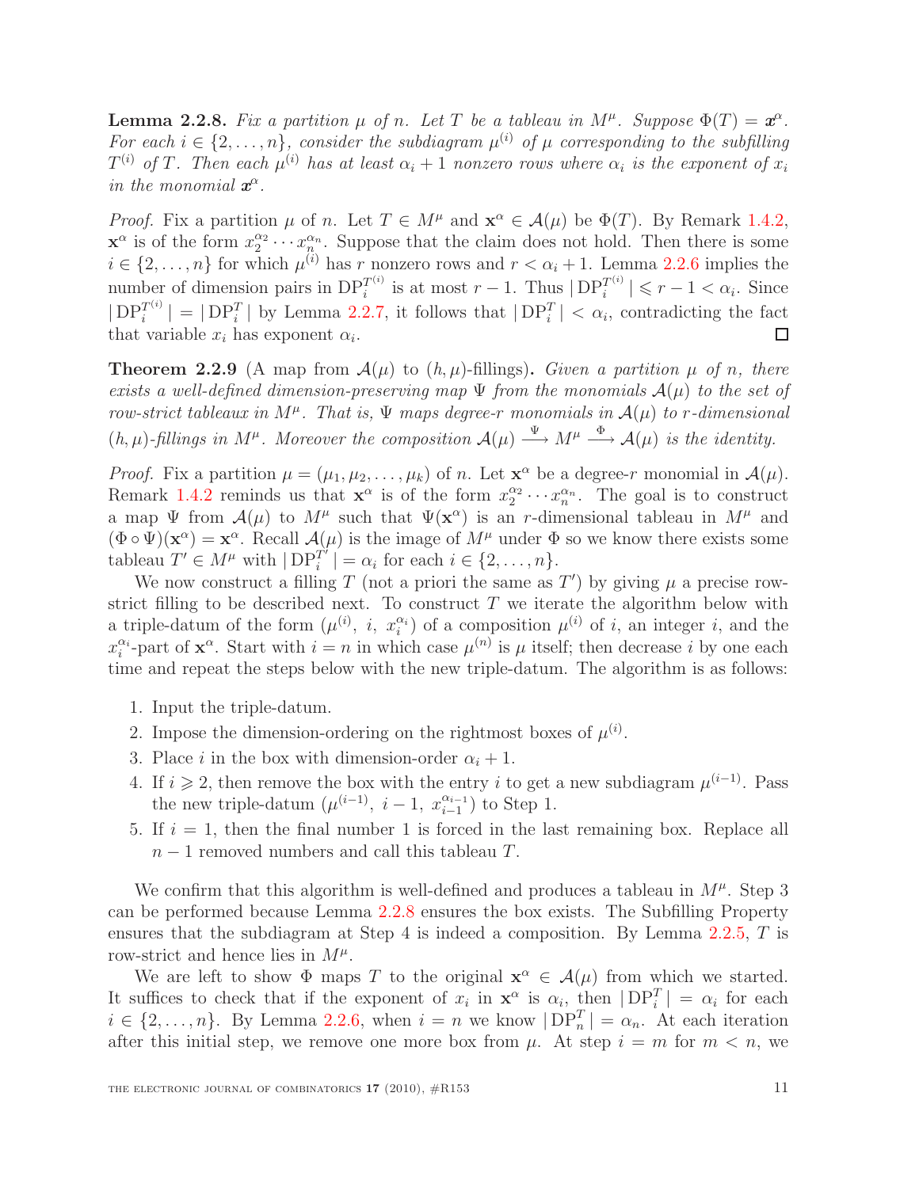**Lemma 2.2.8.** *Fix a partition $\mu$ of $n$. Let $T$ be a tableau in $M^\mu$. Suppose $\Phi(T) = \boldsymbol{x}^\alpha$. For each $i \in \{2, \dots, n\}$, consider the subdiagram $\mu^{(i)}$ of $\mu$ corresponding to the subfilling $T^{(i)}$ of $T$. Then each $\mu^{(i)}$ has at least $\alpha_i + 1$ nonzero rows where $\alpha_i$ is the exponent of $x_i$ in the monomial $\boldsymbol{x}^\alpha$.*

*Proof.* Fix a partition $\mu$ of $n$. Let $T \in M^\mu$ and $\mathbf{x}^\alpha \in \mathcal{A}(\mu)$ be $\Phi(T)$. By Remark 1.4.2, $\mathbf{x}^\alpha$ is of the form $x_2^{\alpha_2} \cdots x_n^{\alpha_n}$. Suppose that the claim does not hold. Then there is some $i \in \{2, \dots, n\}$ for which $\mu^{(i)}$ has $r$ nonzero rows and $r < \alpha_i + 1$. Lemma 2.2.6 implies the number of dimension pairs in $\mathrm{DP}_i^{T^{(i)}}$ is at most $r - 1$. Thus $|\,\mathrm{DP}_i^{T^{(i)}}\,| \leqslant r - 1 < \alpha_i$. Since $|\,\mathrm{DP}_i^{T^{(i)}}\,| = |\,\mathrm{DP}_i^{T}\,|$ by Lemma 2.2.7, it follows that $|\,\mathrm{DP}_i^T\,| < \alpha_i$, contradicting the fact that variable $x_i$ has exponent $\alpha_i$. $\square$

**Theorem 2.2.9** (A map from $\mathcal{A}(\mu)$ to $(h, \mu)$-fillings)**.** *Given a partition $\mu$ of $n$, there exists a well-defined dimension-preserving map $\Psi$ from the monomials $\mathcal{A}(\mu)$ to the set of row-strict tableaux in $M^\mu$. That is, $\Psi$ maps degree-$r$ monomials in $\mathcal{A}(\mu)$ to $r$-dimensional $(h, \mu)$-fillings in $M^\mu$. Moreover the composition $\mathcal{A}(\mu) \xrightarrow{\Psi} M^\mu \xrightarrow{\Phi} \mathcal{A}(\mu)$ is the identity.*

*Proof.* Fix a partition $\mu = (\mu_1, \mu_2, \dots, \mu_k)$ of $n$. Let $\mathbf{x}^\alpha$ be a degree-$r$ monomial in $\mathcal{A}(\mu)$. Remark 1.4.2 reminds us that $\mathbf{x}^\alpha$ is of the form $x_2^{\alpha_2} \cdots x_n^{\alpha_n}$. The goal is to construct a map $\Psi$ from $\mathcal{A}(\mu)$ to $M^\mu$ such that $\Psi(\mathbf{x}^\alpha)$ is an $r$-dimensional tableau in $M^\mu$ and $(\Phi \circ \Psi)(\mathbf{x}^\alpha) = \mathbf{x}^\alpha$. Recall $\mathcal{A}(\mu)$ is the image of $M^\mu$ under $\Phi$ so we know there exists some tableau $T' \in M^\mu$ with $|\,\mathrm{DP}_i^{T'}\,| = \alpha_i$ for each $i \in \{2, \dots, n\}$.

We now construct a filling $T$ (not a priori the same as $T'$) by giving $\mu$ a precise row-strict filling to be described next. To construct $T$ we iterate the algorithm below with a triple-datum of the form $(\mu^{(i)},\ i,\ x_i^{\alpha_i})$ of a composition $\mu^{(i)}$ of $i$, an integer $i$, and the $x_i^{\alpha_i}$-part of $\mathbf{x}^\alpha$. Start with $i = n$ in which case $\mu^{(n)}$ is $\mu$ itself; then decrease $i$ by one each time and repeat the steps below with the new triple-datum. The algorithm is as follows:

1. Input the triple-datum.
2. Impose the dimension-ordering on the rightmost boxes of $\mu^{(i)}$.
3. Place $i$ in the box with dimension-order $\alpha_i + 1$.
4. If $i \geqslant 2$, then remove the box with the entry $i$ to get a new subdiagram $\mu^{(i-1)}$. Pass the new triple-datum $(\mu^{(i-1)},\ i-1,\ x_{i-1}^{\alpha_{i-1}})$ to Step 1.
5. If $i = 1$, then the final number 1 is forced in the last remaining box. Replace all $n - 1$ removed numbers and call this tableau $T$.

We confirm that this algorithm is well-defined and produces a tableau in $M^\mu$. Step 3 can be performed because Lemma 2.2.8 ensures the box exists. The Subfilling Property ensures that the subdiagram at Step 4 is indeed a composition. By Lemma 2.2.5, $T$ is row-strict and hence lies in $M^\mu$.

We are left to show $\Phi$ maps $T$ to the original $\mathbf{x}^\alpha \in \mathcal{A}(\mu)$ from which we started. It suffices to check that if the exponent of $x_i$ in $\mathbf{x}^\alpha$ is $\alpha_i$, then $|\,\mathrm{DP}_i^T\,| = \alpha_i$ for each $i \in \{2, \dots, n\}$. By Lemma 2.2.6, when $i = n$ we know $|\,\mathrm{DP}_n^T\,| = \alpha_n$. At each iteration after this initial step, we remove one more box from $\mu$. At step $i = m$ for $m < n$, we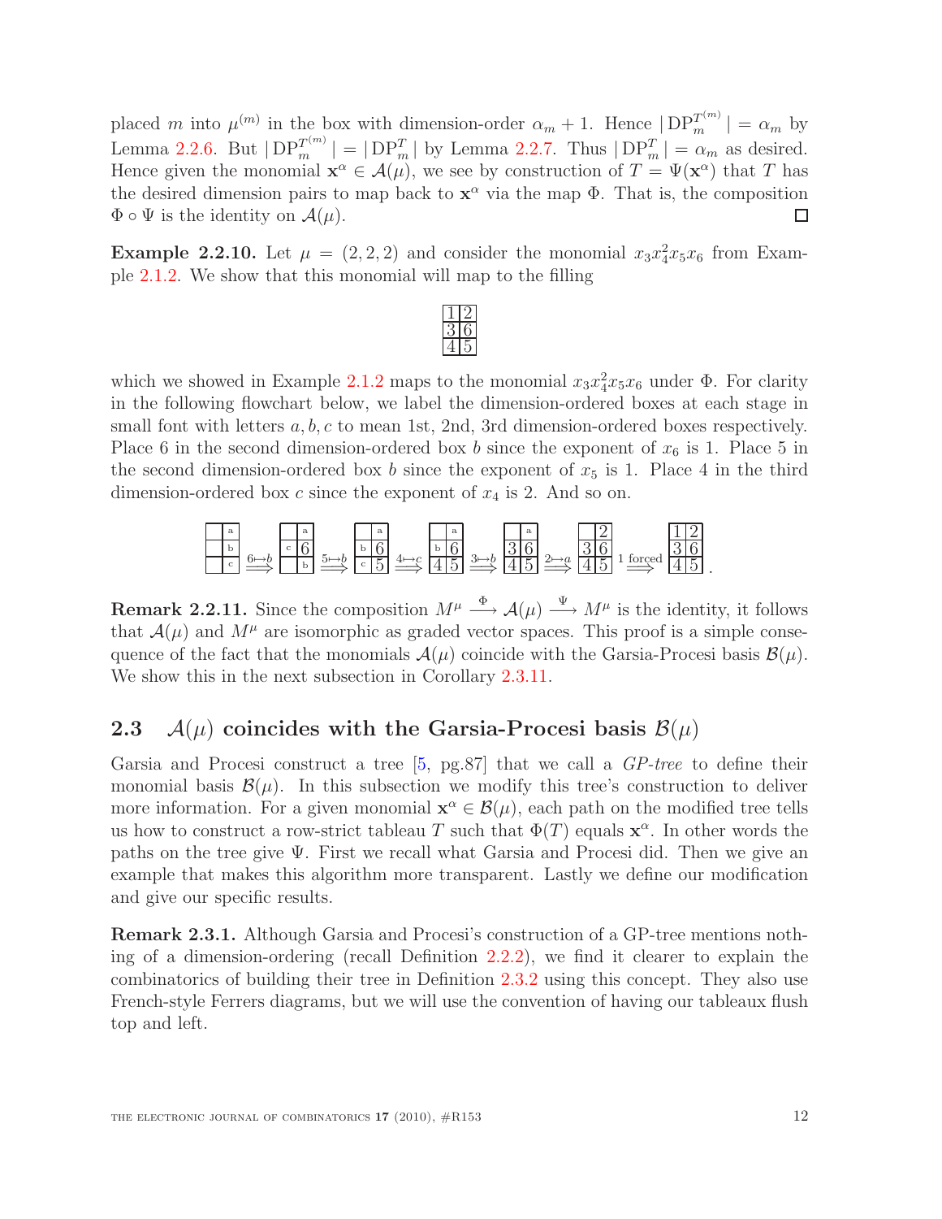placed $m$ into $\mu^{(m)}$ in the box with dimension-order $\alpha_m + 1$. Hence $|\,\mathrm{DP}_m^{T^{(m)}}| = \alpha_m$ by Lemma 2.2.6. But $|\,\mathrm{DP}_m^{T^{(m)}}| = |\,\mathrm{DP}_m^{T}|$ by Lemma 2.2.7. Thus $|\,\mathrm{DP}_m^{T}| = \alpha_m$ as desired. Hence given the monomial $\mathbf{x}^\alpha \in \mathcal{A}(\mu)$, we see by construction of $T = \Psi(\mathbf{x}^\alpha)$ that $T$ has the desired dimension pairs to map back to $\mathbf{x}^\alpha$ via the map $\Phi$. That is, the composition $\Phi \circ \Psi$ is the identity on $\mathcal{A}(\mu)$. ☐

**Example 2.2.10.** Let $\mu = (2, 2, 2)$ and consider the monomial $x_3x_4^2x_5x_6$ from Example 2.1.2. We show that this monomial will map to the filling

$$\begin{array}{|c|c|}\hline 1 & 2 \\ \hline 3 & 6 \\ \hline 4 & 5 \\ \hline \end{array}$$

which we showed in Example 2.1.2 maps to the monomial $x_3x_4^2x_5x_6$ under $\Phi$. For clarity in the following flowchart below, we label the dimension-ordered boxes at each stage in small font with letters $a, b, c$ to mean 1st, 2nd, 3rd dimension-ordered boxes respectively. Place 6 in the second dimension-ordered box $b$ since the exponent of $x_6$ is 1. Place 5 in the second dimension-ordered box $b$ since the exponent of $x_5$ is 1. Place 4 in the third dimension-ordered box $c$ since the exponent of $x_4$ is 2. And so on.

$$\begin{array}{|c|c|}\hline & a \\ \hline & b \\ \hline & c \\ \hline \end{array} \xRightarrow{6 \mapsto b} \begin{array}{|c|c|}\hline & a \\ \hline c & 6 \\ \hline & b \\ \hline \end{array} \xRightarrow{5 \mapsto b} \begin{array}{|c|c|}\hline & a \\ \hline b & 6 \\ \hline c & 5 \\ \hline \end{array} \xRightarrow{4 \mapsto c} \begin{array}{|c|c|}\hline & a \\ \hline b & 6 \\ \hline 4 & 5 \\ \hline \end{array} \xRightarrow{3 \mapsto b} \begin{array}{|c|c|}\hline & a \\ \hline 3 & 6 \\ \hline 4 & 5 \\ \hline \end{array} \xRightarrow{2 \mapsto a} \begin{array}{|c|c|}\hline & 2 \\ \hline 3 & 6 \\ \hline 4 & 5 \\ \hline \end{array} \xRightarrow{1 \text{ forced}} \begin{array}{|c|c|}\hline 1 & 2 \\ \hline 3 & 6 \\ \hline 4 & 5 \\ \hline \end{array}.$$

**Remark 2.2.11.** Since the composition $M^\mu \xrightarrow{\Phi} \mathcal{A}(\mu) \xrightarrow{\Psi} M^\mu$ is the identity, it follows that $\mathcal{A}(\mu)$ and $M^\mu$ are isomorphic as graded vector spaces. This proof is a simple consequence of the fact that the monomials $\mathcal{A}(\mu)$ coincide with the Garsia-Procesi basis $\mathcal{B}(\mu)$. We show this in the next subsection in Corollary 2.3.11.

## 2.3 $\mathcal{A}(\mu)$ coincides with the Garsia-Procesi basis $\mathcal{B}(\mu)$

Garsia and Procesi construct a tree [5, pg.87] that we call a *GP-tree* to define their monomial basis $\mathcal{B}(\mu)$. In this subsection we modify this tree's construction to deliver more information. For a given monomial $\mathbf{x}^\alpha \in \mathcal{B}(\mu)$, each path on the modified tree tells us how to construct a row-strict tableau $T$ such that $\Phi(T)$ equals $\mathbf{x}^\alpha$. In other words the paths on the tree give $\Psi$. First we recall what Garsia and Procesi did. Then we give an example that makes this algorithm more transparent. Lastly we define our modification and give our specific results.

**Remark 2.3.1.** Although Garsia and Procesi's construction of a GP-tree mentions nothing of a dimension-ordering (recall Definition 2.2.2), we find it clearer to explain the combinatorics of building their tree in Definition 2.3.2 using this concept. They also use French-style Ferrers diagrams, but we will use the convention of having our tableaux flush top and left.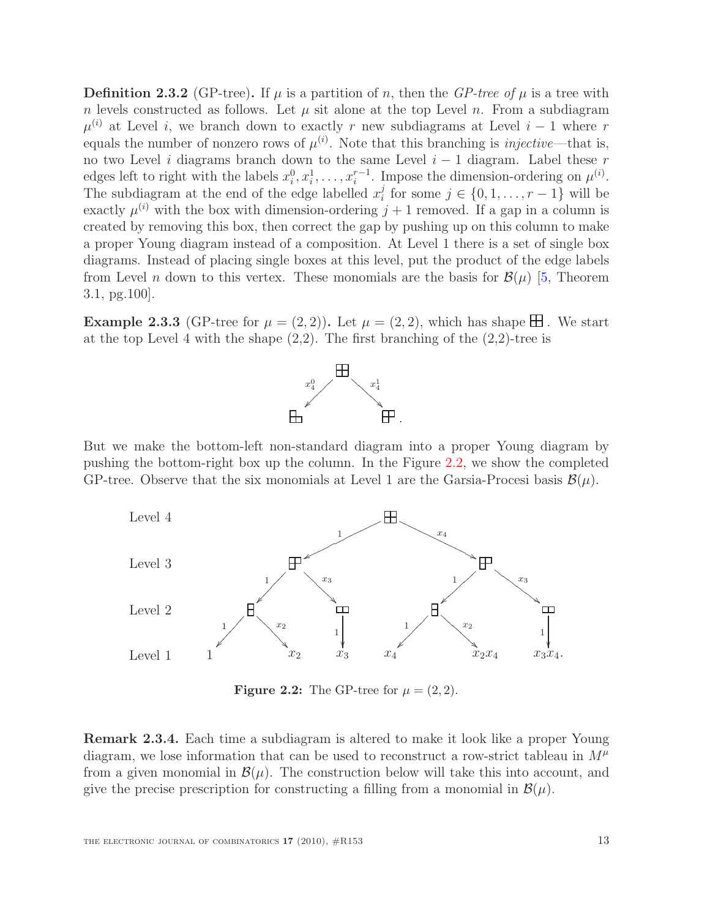**Definition 2.3.2** (GP-tree)**.** If $\mu$ is a partition of $n$, then the *GP-tree of* $\mu$ is a tree with $n$ levels constructed as follows. Let $\mu$ sit alone at the top Level $n$. From a subdiagram $\mu^{(i)}$ at Level $i$, we branch down to exactly $r$ new subdiagrams at Level $i-1$ where $r$ equals the number of nonzero rows of $\mu^{(i)}$. Note that this branching is *injective*—that is, no two Level $i$ diagrams branch down to the same Level $i-1$ diagram. Label these $r$ edges left to right with the labels $x_i^0, x_i^1, \ldots, x_i^{r-1}$. Impose the dimension-ordering on $\mu^{(i)}$. The subdiagram at the end of the edge labelled $x_i^j$ for some $j \in \{0, 1, \ldots, r-1\}$ will be exactly $\mu^{(i)}$ with the box with dimension-ordering $j+1$ removed. If a gap in a column is created by removing this box, then correct the gap by pushing up on this column to make a proper Young diagram instead of a composition. At Level 1 there is a set of single box diagrams. Instead of placing single boxes at this level, put the product of the edge labels from Level $n$ down to this vertex. These monomials are the basis for $\mathcal{B}(\mu)$ [5, Theorem 3.1, pg.100].

**Example 2.3.3** (GP-tree for $\mu = (2,2)$)**.** Let $\mu = (2,2)$, which has shape ⊞. We start at the top Level 4 with the shape (2,2). The first branching of the (2,2)-tree is

$x_4^0$ (left branch), $x_4^1$ (right branch).

But we make the bottom-left non-standard diagram into a proper Young diagram by pushing the bottom-right box up the column. In the Figure 2.2, we show the completed GP-tree. Observe that the six monomials at Level 1 are the Garsia-Procesi basis $\mathcal{B}(\mu)$.

Level 4, Level 3, Level 2, Level 1

Level 1 monomials: $1$, $x_2$, $x_3$, $x_4$, $x_2x_4$, $x_3x_4$.

**Figure 2.2:** The GP-tree for $\mu = (2,2)$.

**Remark 2.3.4.** Each time a subdiagram is altered to make it look like a proper Young diagram, we lose information that can be used to reconstruct a row-strict tableau in $M^\mu$ from a given monomial in $\mathcal{B}(\mu)$. The construction below will take this into account, and give the precise prescription for constructing a filling from a monomial in $\mathcal{B}(\mu)$.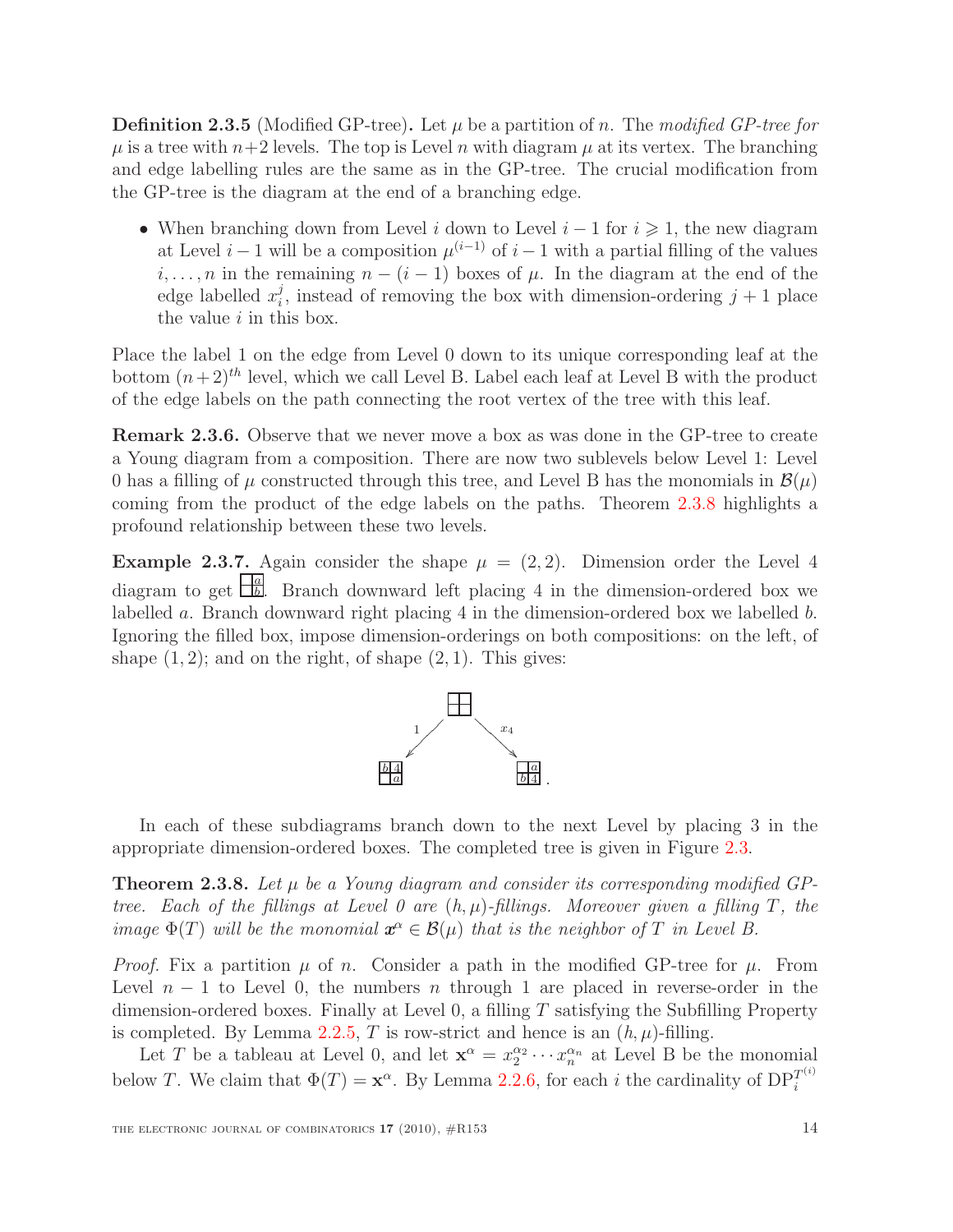**Definition 2.3.5** (Modified GP-tree)**.** Let $\mu$ be a partition of $n$. The *modified GP-tree for* $\mu$ is a tree with $n+2$ levels. The top is Level $n$ with diagram $\mu$ at its vertex. The branching and edge labelling rules are the same as in the GP-tree. The crucial modification from the GP-tree is the diagram at the end of a branching edge.

- When branching down from Level $i$ down to Level $i-1$ for $i \geqslant 1$, the new diagram at Level $i-1$ will be a composition $\mu^{(i-1)}$ of $i-1$ with a partial filling of the values $i, \ldots, n$ in the remaining $n-(i-1)$ boxes of $\mu$. In the diagram at the end of the edge labelled $x_i^j$, instead of removing the box with dimension-ordering $j+1$ place the value $i$ in this box.

Place the label 1 on the edge from Level 0 down to its unique corresponding leaf at the bottom $(n+2)^{th}$ level, which we call Level B. Label each leaf at Level B with the product of the edge labels on the path connecting the root vertex of the tree with this leaf.

**Remark 2.3.6.** Observe that we never move a box as was done in the GP-tree to create a Young diagram from a composition. There are now two sublevels below Level 1: Level 0 has a filling of $\mu$ constructed through this tree, and Level B has the monomials in $\mathcal{B}(\mu)$ coming from the product of the edge labels on the paths. Theorem 2.3.8 highlights a profound relationship between these two levels.

**Example 2.3.7.** Again consider the shape $\mu = (2,2)$. Dimension order the Level 4 diagram to get $\begin{smallmatrix} & a \\ & b \end{smallmatrix}$. Branch downward left placing 4 in the dimension-ordered box we labelled $a$. Branch downward right placing 4 in the dimension-ordered box we labelled $b$. Ignoring the filled box, impose dimension-orderings on both compositions: on the left, of shape $(1,2)$; and on the right, of shape $(2,1)$. This gives:

$$\begin{array}{ccc} & \begin{smallmatrix} \square & \square \\ \square & \square \end{smallmatrix} & \\ \overset{1}{\swarrow} & & \overset{x_4}{\searrow} \\ \begin{smallmatrix} b & 4 \\ & a \end{smallmatrix} & & \begin{smallmatrix} & a \\ b & 4 \end{smallmatrix}. \end{array}$$

In each of these subdiagrams branch down to the next Level by placing 3 in the appropriate dimension-ordered boxes. The completed tree is given in Figure 2.3.

**Theorem 2.3.8.** *Let $\mu$ be a Young diagram and consider its corresponding modified GP-tree. Each of the fillings at Level 0 are $(h,\mu)$-fillings. Moreover given a filling $T$, the image $\Phi(T)$ will be the monomial $\boldsymbol{x}^\alpha \in \mathcal{B}(\mu)$ that is the neighbor of $T$ in Level B.*

*Proof.* Fix a partition $\mu$ of $n$. Consider a path in the modified GP-tree for $\mu$. From Level $n-1$ to Level 0, the numbers $n$ through 1 are placed in reverse-order in the dimension-ordered boxes. Finally at Level 0, a filling $T$ satisfying the Subfilling Property is completed. By Lemma 2.2.5, $T$ is row-strict and hence is an $(h,\mu)$-filling.

Let $T$ be a tableau at Level 0, and let $\mathbf{x}^\alpha = x_2^{\alpha_2} \cdots x_n^{\alpha_n}$ at Level B be the monomial below $T$. We claim that $\Phi(T) = \mathbf{x}^\alpha$. By Lemma 2.2.6, for each $i$ the cardinality of $\mathrm{DP}_i^{T^{(i)}}$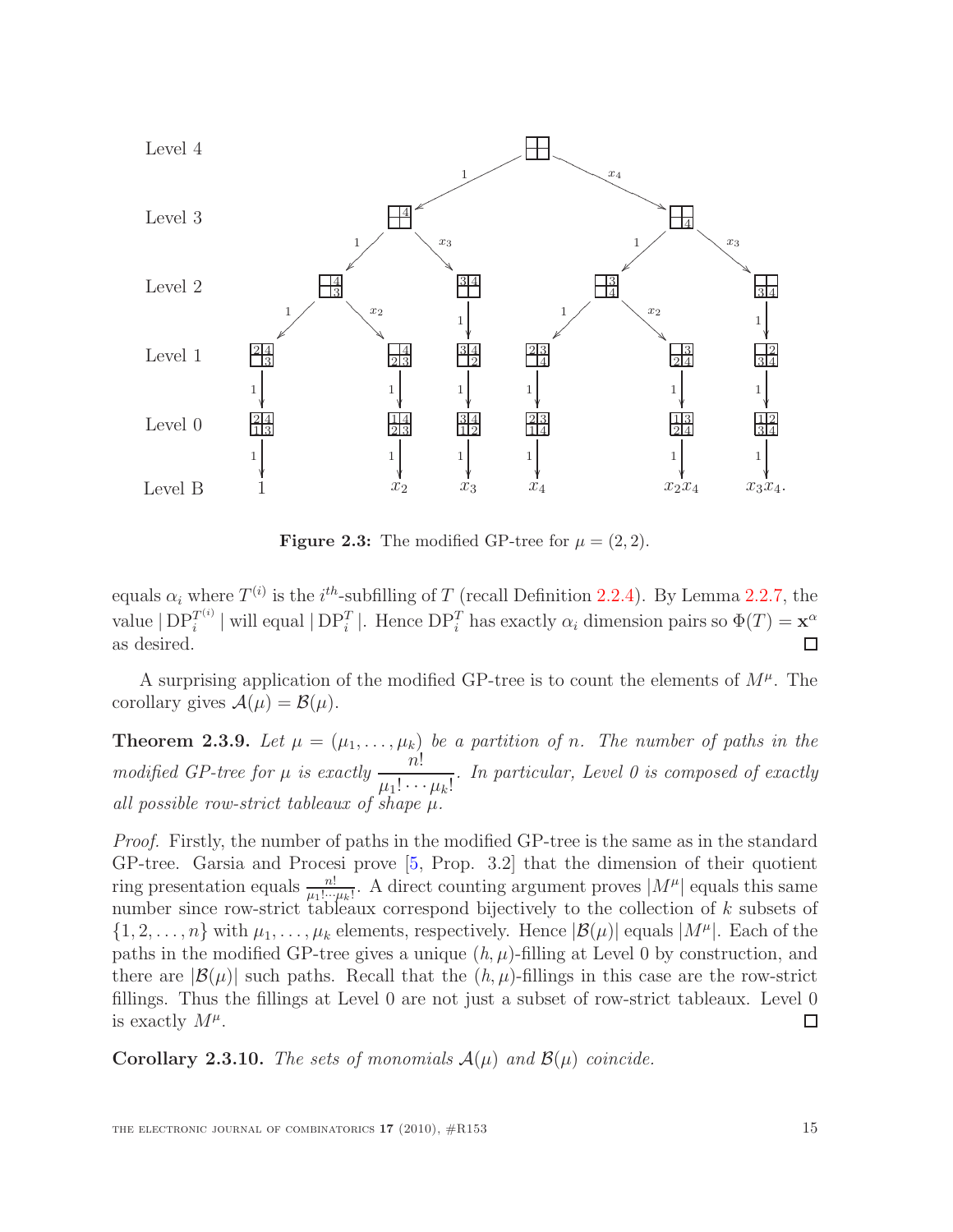Level 4

Level 3

Level 2

Level 1

Level 0

Level B

Figure 2.3: The modified GP-tree for $\mu = (2,2)$.

equals $\alpha_i$ where $T^{(i)}$ is the $i^{th}$-subfilling of $T$ (recall Definition 2.2.4). By Lemma 2.2.7, the value $|\operatorname{DP}_i^{T^{(i)}}|$ will equal $|\operatorname{DP}_i^T|$. Hence $\operatorname{DP}_i^T$ has exactly $\alpha_i$ dimension pairs so $\Phi(T) = \mathbf{x}^\alpha$ as desired. $\square$

A surprising application of the modified GP-tree is to count the elements of $M^\mu$. The corollary gives $\mathcal{A}(\mu) = \mathcal{B}(\mu)$.

**Theorem 2.3.9.** *Let $\mu = (\mu_1, \ldots, \mu_k)$ be a partition of $n$. The number of paths in the modified GP-tree for $\mu$ is exactly $\dfrac{n!}{\mu_1! \cdots \mu_k!}$. In particular, Level 0 is composed of exactly all possible row-strict tableaux of shape $\mu$.*

*Proof.* Firstly, the number of paths in the modified GP-tree is the same as in the standard GP-tree. Garsia and Procesi prove [5, Prop. 3.2] that the dimension of their quotient ring presentation equals $\frac{n!}{\mu_1! \cdots \mu_k!}$. A direct counting argument proves $|M^\mu|$ equals this same number since row-strict tableaux correspond bijectively to the collection of $k$ subsets of $\{1, 2, \ldots, n\}$ with $\mu_1, \ldots, \mu_k$ elements, respectively. Hence $|\mathcal{B}(\mu)|$ equals $|M^\mu|$. Each of the paths in the modified GP-tree gives a unique $(h,\mu)$-filling at Level 0 by construction, and there are $|\mathcal{B}(\mu)|$ such paths. Recall that the $(h,\mu)$-fillings in this case are the row-strict fillings. Thus the fillings at Level 0 are not just a subset of row-strict tableaux. Level 0 is exactly $M^\mu$. $\square$

**Corollary 2.3.10.** *The sets of monomials $\mathcal{A}(\mu)$ and $\mathcal{B}(\mu)$ coincide.*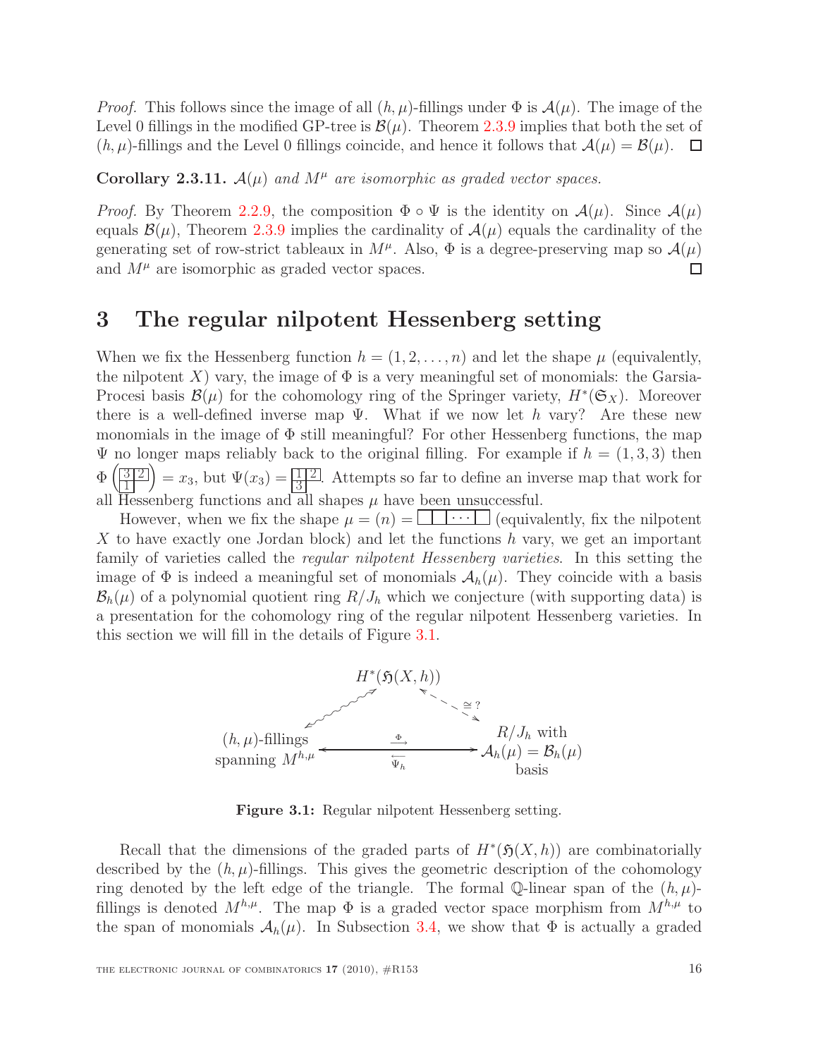*Proof.* This follows since the image of all $(h,\mu)$-fillings under $\Phi$ is $\mathcal{A}(\mu)$. The image of the Level 0 fillings in the modified GP-tree is $\mathcal{B}(\mu)$. Theorem 2.3.9 implies that both the set of $(h,\mu)$-fillings and the Level 0 fillings coincide, and hence it follows that $\mathcal{A}(\mu)=\mathcal{B}(\mu)$. $\square$

**Corollary 2.3.11.** *$\mathcal{A}(\mu)$ and $M^\mu$ are isomorphic as graded vector spaces.*

*Proof.* By Theorem 2.2.9, the composition $\Phi\circ\Psi$ is the identity on $\mathcal{A}(\mu)$. Since $\mathcal{A}(\mu)$ equals $\mathcal{B}(\mu)$, Theorem 2.3.9 implies the cardinality of $\mathcal{A}(\mu)$ equals the cardinality of the generating set of row-strict tableaux in $M^\mu$. Also, $\Phi$ is a degree-preserving map so $\mathcal{A}(\mu)$ and $M^\mu$ are isomorphic as graded vector spaces. $\square$

# 3 The regular nilpotent Hessenberg setting

When we fix the Hessenberg function $h=(1,2,\ldots,n)$ and let the shape $\mu$ (equivalently, the nilpotent $X$) vary, the image of $\Phi$ is a very meaningful set of monomials: the Garsia-Procesi basis $\mathcal{B}(\mu)$ for the cohomology ring of the Springer variety, $H^*(\mathfrak{S}_X)$. Moreover there is a well-defined inverse map $\Psi$. What if we now let $h$ vary? Are these new monomials in the image of $\Phi$ still meaningful? For other Hessenberg functions, the map $\Psi$ no longer maps reliably back to the original filling. For example if $h=(1,3,3)$ then $\Phi\left(\begin{smallmatrix}3&2\\1\end{smallmatrix}\right)=x_3$, but $\Psi(x_3)=\begin{smallmatrix}1&2\\3\end{smallmatrix}$. Attempts so far to define an inverse map that work for all Hessenberg functions and all shapes $\mu$ have been unsuccessful.

However, when we fix the shape $\mu=(n)=\boxed{\phantom{x}}\boxed{\phantom{x}}\boxed{\cdots}\boxed{\phantom{x}}$ (equivalently, fix the nilpotent $X$ to have exactly one Jordan block) and let the functions $h$ vary, we get an important family of varieties called the *regular nilpotent Hessenberg varieties*. In this setting the image of $\Phi$ is indeed a meaningful set of monomials $\mathcal{A}_h(\mu)$. They coincide with a basis $\mathcal{B}_h(\mu)$ of a polynomial quotient ring $R/J_h$ which we conjecture (with supporting data) is a presentation for the cohomology ring of the regular nilpotent Hessenberg varieties. In this section we will fill in the details of Figure 3.1.

$$
\begin{array}{ccc}
 & H^*(\mathfrak{H}(X,h)) & \\
\swarrow & & \overset{\cong ?}{\searrow} \\
(h,\mu)\text{-fillings spanning } M^{h,\mu} & \underset{\Psi_h}{\overset{\Phi}{\longleftrightarrow}} & R/J_h \text{ with } \mathcal{A}_h(\mu)=\mathcal{B}_h(\mu) \text{ basis}
\end{array}
$$

**Figure 3.1:** Regular nilpotent Hessenberg setting.

Recall that the dimensions of the graded parts of $H^*(\mathfrak{H}(X,h))$ are combinatorially described by the $(h,\mu)$-fillings. This gives the geometric description of the cohomology ring denoted by the left edge of the triangle. The formal $\mathbb{Q}$-linear span of the $(h,\mu)$-fillings is denoted $M^{h,\mu}$. The map $\Phi$ is a graded vector space morphism from $M^{h,\mu}$ to the span of monomials $\mathcal{A}_h(\mu)$. In Subsection 3.4, we show that $\Phi$ is actually a graded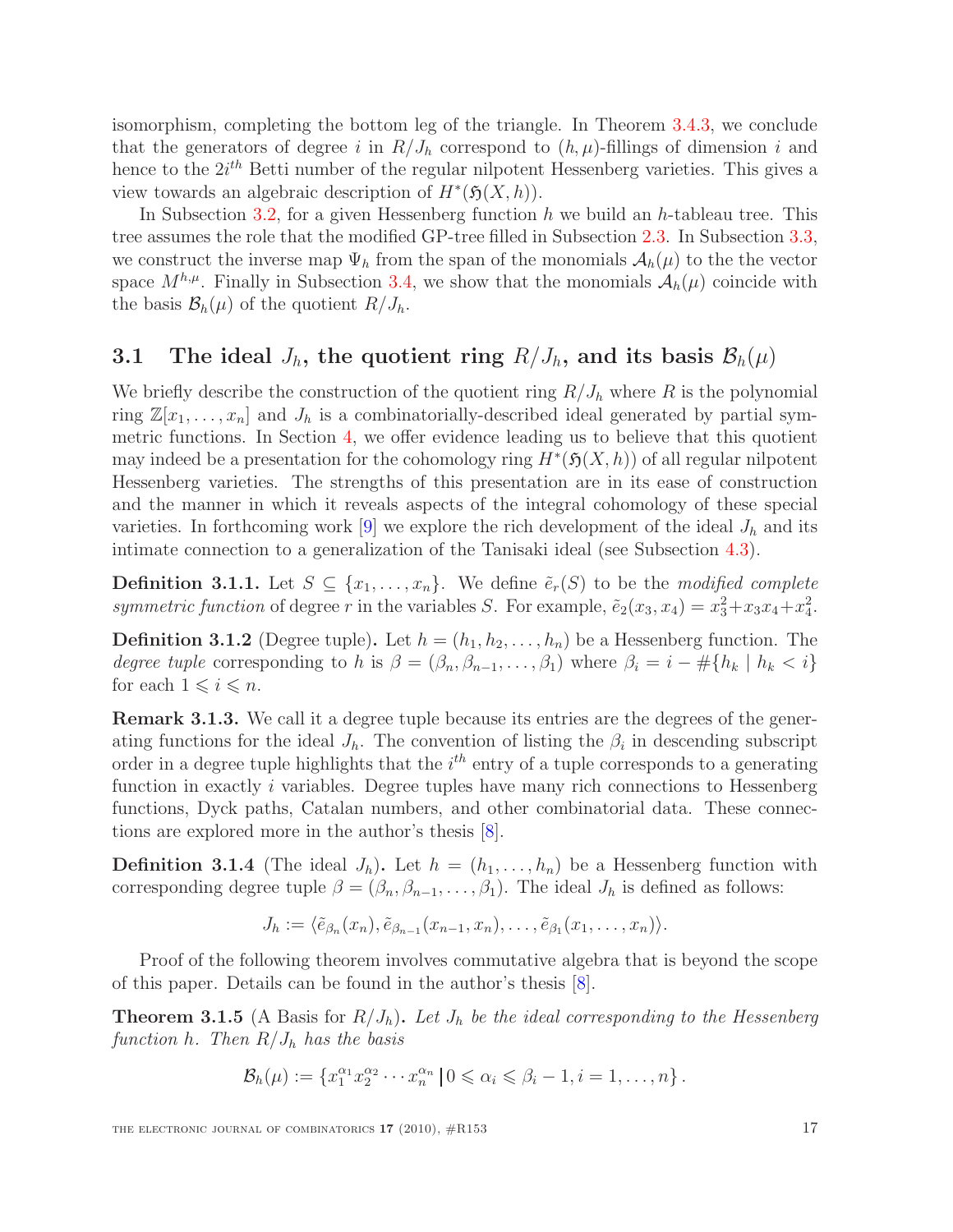isomorphism, completing the bottom leg of the triangle. In Theorem 3.4.3, we conclude that the generators of degree $i$ in $R/J_h$ correspond to $(h, \mu)$-fillings of dimension $i$ and hence to the $2i^{th}$ Betti number of the regular nilpotent Hessenberg varieties. This gives a view towards an algebraic description of $H^*(\mathfrak{H}(X, h))$.

In Subsection 3.2, for a given Hessenberg function $h$ we build an $h$-tableau tree. This tree assumes the role that the modified GP-tree filled in Subsection 2.3. In Subsection 3.3, we construct the inverse map $\Psi_h$ from the span of the monomials $\mathcal{A}_h(\mu)$ to the the vector space $M^{h,\mu}$. Finally in Subsection 3.4, we show that the monomials $\mathcal{A}_h(\mu)$ coincide with the basis $\mathcal{B}_h(\mu)$ of the quotient $R/J_h$.

## 3.1 The ideal $J_h$, the quotient ring $R/J_h$, and its basis $\mathcal{B}_h(\mu)$

We briefly describe the construction of the quotient ring $R/J_h$ where $R$ is the polynomial ring $\mathbb{Z}[x_1, \ldots, x_n]$ and $J_h$ is a combinatorially-described ideal generated by partial symmetric functions. In Section 4, we offer evidence leading us to believe that this quotient may indeed be a presentation for the cohomology ring $H^*(\mathfrak{H}(X, h))$ of all regular nilpotent Hessenberg varieties. The strengths of this presentation are in its ease of construction and the manner in which it reveals aspects of the integral cohomology of these special varieties. In forthcoming work [9] we explore the rich development of the ideal $J_h$ and its intimate connection to a generalization of the Tanisaki ideal (see Subsection 4.3).

**Definition 3.1.1.** Let $S \subseteq \{x_1, \ldots, x_n\}$. We define $\tilde{e}_r(S)$ to be the *modified complete symmetric function* of degree $r$ in the variables $S$. For example, $\tilde{e}_2(x_3, x_4) = x_3^2 + x_3x_4 + x_4^2$.

**Definition 3.1.2** (Degree tuple)**.** Let $h = (h_1, h_2, \ldots, h_n)$ be a Hessenberg function. The *degree tuple* corresponding to $h$ is $\beta = (\beta_n, \beta_{n-1}, \ldots, \beta_1)$ where $\beta_i = i - \#\{h_k \mid h_k < i\}$ for each $1 \leqslant i \leqslant n$.

**Remark 3.1.3.** We call it a degree tuple because its entries are the degrees of the generating functions for the ideal $J_h$. The convention of listing the $\beta_i$ in descending subscript order in a degree tuple highlights that the $i^{th}$ entry of a tuple corresponds to a generating function in exactly $i$ variables. Degree tuples have many rich connections to Hessenberg functions, Dyck paths, Catalan numbers, and other combinatorial data. These connections are explored more in the author's thesis [8].

**Definition 3.1.4** (The ideal $J_h$)**.** Let $h = (h_1, \ldots, h_n)$ be a Hessenberg function with corresponding degree tuple $\beta = (\beta_n, \beta_{n-1}, \ldots, \beta_1)$. The ideal $J_h$ is defined as follows:

$$J_h := \langle \tilde{e}_{\beta_n}(x_n), \tilde{e}_{\beta_{n-1}}(x_{n-1}, x_n), \ldots, \tilde{e}_{\beta_1}(x_1, \ldots, x_n) \rangle.$$

Proof of the following theorem involves commutative algebra that is beyond the scope of this paper. Details can be found in the author's thesis [8].

**Theorem 3.1.5** (A Basis for $R/J_h$)**.** *Let $J_h$ be the ideal corresponding to the Hessenberg function $h$. Then $R/J_h$ has the basis*

$$\mathcal{B}_h(\mu) := \{ x_1^{\alpha_1} x_2^{\alpha_2} \cdots x_n^{\alpha_n} \,|\, 0 \leqslant \alpha_i \leqslant \beta_i - 1, i = 1, \ldots, n \}.$$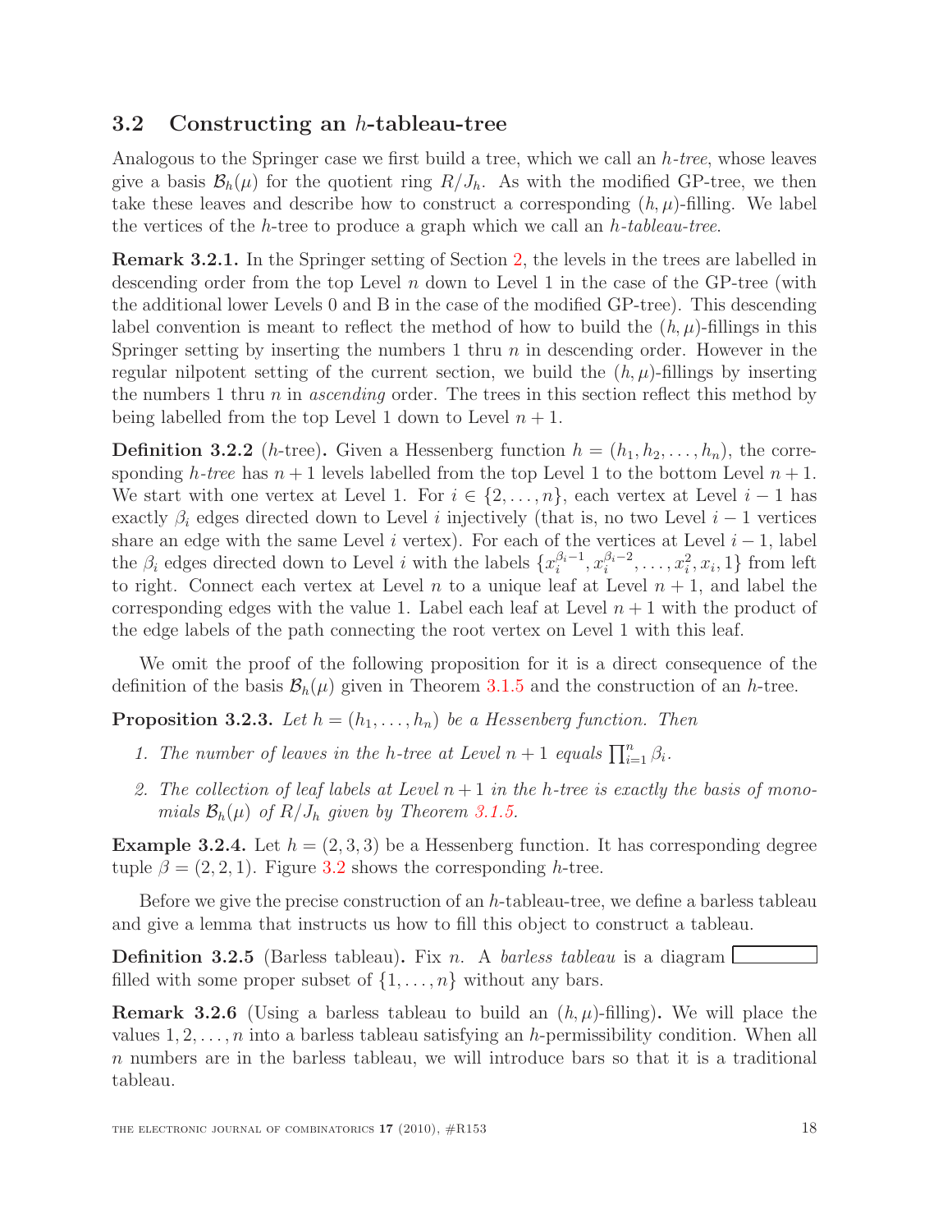## 3.2 Constructing an $h$-tableau-tree

Analogous to the Springer case we first build a tree, which we call an *h-tree*, whose leaves give a basis $\mathcal{B}_h(\mu)$ for the quotient ring $R/J_h$. As with the modified GP-tree, we then take these leaves and describe how to construct a corresponding $(h, \mu)$-filling. We label the vertices of the $h$-tree to produce a graph which we call an *h-tableau-tree*.

**Remark 3.2.1.** In the Springer setting of Section 2, the levels in the trees are labelled in descending order from the top Level $n$ down to Level 1 in the case of the GP-tree (with the additional lower Levels 0 and B in the case of the modified GP-tree). This descending label convention is meant to reflect the method of how to build the $(h, \mu)$-fillings in this Springer setting by inserting the numbers 1 thru $n$ in descending order. However in the regular nilpotent setting of the current section, we build the $(h, \mu)$-fillings by inserting the numbers 1 thru $n$ in *ascending* order. The trees in this section reflect this method by being labelled from the top Level 1 down to Level $n + 1$.

**Definition 3.2.2** ($h$-tree)**.** Given a Hessenberg function $h = (h_1, h_2, \ldots, h_n)$, the corresponding *h-tree* has $n + 1$ levels labelled from the top Level 1 to the bottom Level $n + 1$. We start with one vertex at Level 1. For $i \in \{2, \ldots, n\}$, each vertex at Level $i - 1$ has exactly $\beta_i$ edges directed down to Level $i$ injectively (that is, no two Level $i - 1$ vertices share an edge with the same Level $i$ vertex). For each of the vertices at Level $i - 1$, label the $\beta_i$ edges directed down to Level $i$ with the labels $\{x_i^{\beta_i - 1}, x_i^{\beta_i - 2}, \ldots, x_i^2, x_i, 1\}$ from left to right. Connect each vertex at Level $n$ to a unique leaf at Level $n + 1$, and label the corresponding edges with the value 1. Label each leaf at Level $n + 1$ with the product of the edge labels of the path connecting the root vertex on Level 1 with this leaf.

We omit the proof of the following proposition for it is a direct consequence of the definition of the basis $\mathcal{B}_h(\mu)$ given in Theorem 3.1.5 and the construction of an $h$-tree.

**Proposition 3.2.3.** *Let $h = (h_1, \ldots, h_n)$ be a Hessenberg function. Then*

1. *The number of leaves in the $h$-tree at Level $n + 1$ equals $\prod_{i=1}^{n} \beta_i$.*
2. *The collection of leaf labels at Level $n + 1$ in the $h$-tree is exactly the basis of monomials $\mathcal{B}_h(\mu)$ of $R/J_h$ given by Theorem 3.1.5.*

**Example 3.2.4.** Let $h = (2, 3, 3)$ be a Hessenberg function. It has corresponding degree tuple $\beta = (2, 2, 1)$. Figure 3.2 shows the corresponding $h$-tree.

Before we give the precise construction of an $h$-tableau-tree, we define a barless tableau and give a lemma that instructs us how to fill this object to construct a tableau.

**Definition 3.2.5** (Barless tableau)**.** Fix $n$. A *barless tableau* is a diagram $\boxed{\phantom{xxxxxx}}$ filled with some proper subset of $\{1, \ldots, n\}$ without any bars.

**Remark 3.2.6** (Using a barless tableau to build an $(h, \mu)$-filling)**.** We will place the values $1, 2, \ldots, n$ into a barless tableau satisfying an $h$-permissibility condition. When all $n$ numbers are in the barless tableau, we will introduce bars so that it is a traditional tableau.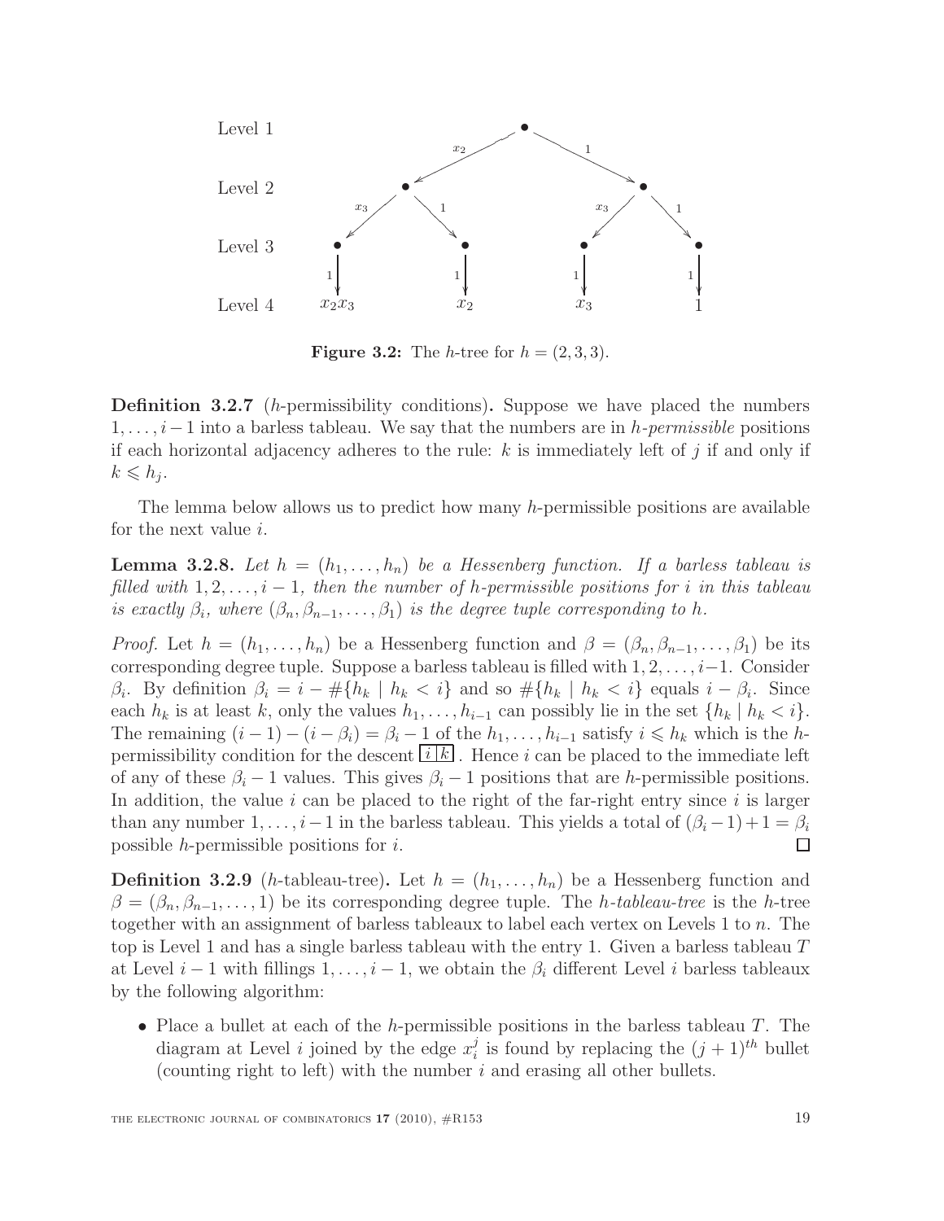Level 1

Level 2

Level 3

Level 4 $x_2x_3$ $x_2$ $x_3$ $1$

**Figure 3.2:** The $h$-tree for $h = (2, 3, 3)$.

**Definition 3.2.7** ($h$-permissibility conditions)**.** Suppose we have placed the numbers $1, \ldots, i-1$ into a barless tableau. We say that the numbers are in *$h$-permissible* positions if each horizontal adjacency adheres to the rule: $k$ is immediately left of $j$ if and only if $k \leqslant h_j$.

The lemma below allows us to predict how many $h$-permissible positions are available for the next value $i$.

**Lemma 3.2.8.** *Let $h = (h_1, \ldots, h_n)$ be a Hessenberg function. If a barless tableau is filled with $1, 2, \ldots, i-1$, then the number of $h$-permissible positions for $i$ in this tableau is exactly $\beta_i$, where $(\beta_n, \beta_{n-1}, \ldots, \beta_1)$ is the degree tuple corresponding to $h$.*

*Proof.* Let $h = (h_1, \ldots, h_n)$ be a Hessenberg function and $\beta = (\beta_n, \beta_{n-1}, \ldots, \beta_1)$ be its corresponding degree tuple. Suppose a barless tableau is filled with $1, 2, \ldots, i-1$. Consider $\beta_i$. By definition $\beta_i = i - \#\{h_k \mid h_k < i\}$ and so $\#\{h_k \mid h_k < i\}$ equals $i - \beta_i$. Since each $h_k$ is at least $k$, only the values $h_1, \ldots, h_{i-1}$ can possibly lie in the set $\{h_k \mid h_k < i\}$. The remaining $(i-1) - (i - \beta_i) = \beta_i - 1$ of the $h_1, \ldots, h_{i-1}$ satisfy $i \leqslant h_k$ which is the $h$-permissibility condition for the descent $\boxed{i\,|\,k}$. Hence $i$ can be placed to the immediate left of any of these $\beta_i - 1$ values. This gives $\beta_i - 1$ positions that are $h$-permissible positions. In addition, the value $i$ can be placed to the right of the far-right entry since $i$ is larger than any number $1, \ldots, i-1$ in the barless tableau. This yields a total of $(\beta_i - 1) + 1 = \beta_i$ possible $h$-permissible positions for $i$. $\square$

**Definition 3.2.9** ($h$-tableau-tree)**.** Let $h = (h_1, \ldots, h_n)$ be a Hessenberg function and $\beta = (\beta_n, \beta_{n-1}, \ldots, 1)$ be its corresponding degree tuple. The *$h$-tableau-tree* is the $h$-tree together with an assignment of barless tableaux to label each vertex on Levels 1 to $n$. The top is Level 1 and has a single barless tableau with the entry 1. Given a barless tableau $T$ at Level $i-1$ with fillings $1, \ldots, i-1$, we obtain the $\beta_i$ different Level $i$ barless tableaux by the following algorithm:

- Place a bullet at each of the $h$-permissible positions in the barless tableau $T$. The diagram at Level $i$ joined by the edge $x_i^j$ is found by replacing the $(j+1)^{th}$ bullet (counting right to left) with the number $i$ and erasing all other bullets.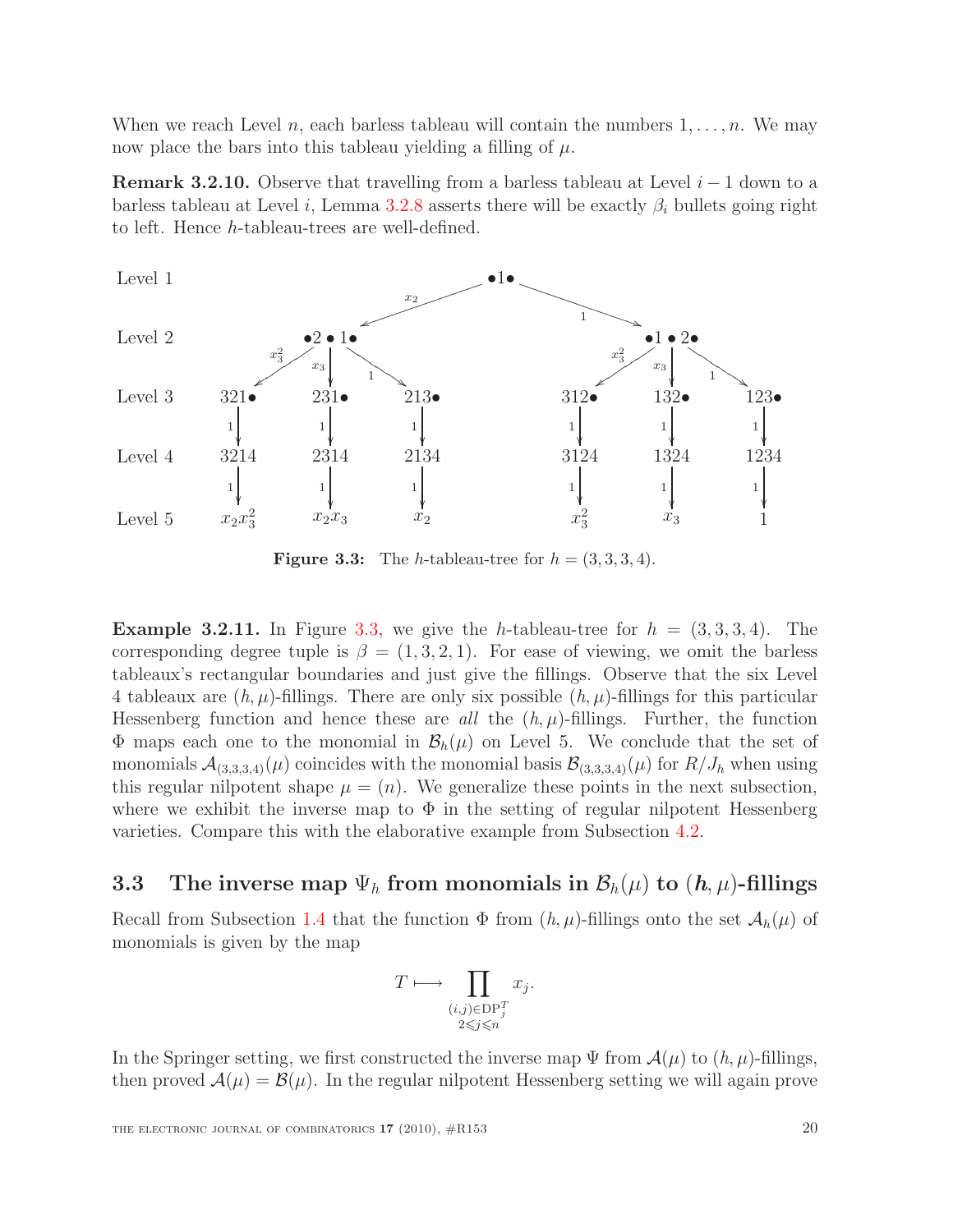When we reach Level $n$, each barless tableau will contain the numbers $1, \ldots, n$. We may now place the bars into this tableau yielding a filling of $\mu$.

**Remark 3.2.10.** Observe that travelling from a barless tableau at Level $i-1$ down to a barless tableau at Level $i$, Lemma 3.2.8 asserts there will be exactly $\beta_i$ bullets going right to left. Hence $h$-tableau-trees are well-defined.

Level 1: $\bullet 1 \bullet$

Level 2: $\bullet 2 \bullet 1 \bullet$ (edge $x_2$), $\bullet 1 \bullet 2 \bullet$ (edge $1$)

Level 3: $321\bullet$ ($x_3^2$), $231\bullet$ ($x_3$), $213\bullet$ ($1$), $312\bullet$ ($x_3^2$), $132\bullet$ ($x_3$), $123\bullet$ ($1$)

Level 4: $3214$, $2314$, $2134$, $3124$, $1324$, $1234$ (each edge $1$)

Level 5: $x_2x_3^2$, $x_2x_3$, $x_2$, $x_3^2$, $x_3$, $1$ (each edge $1$)

**Figure 3.3:** The $h$-tableau-tree for $h = (3, 3, 3, 4)$.

**Example 3.2.11.** In Figure 3.3, we give the $h$-tableau-tree for $h = (3, 3, 3, 4)$. The corresponding degree tuple is $\beta = (1, 3, 2, 1)$. For ease of viewing, we omit the barless tableaux's rectangular boundaries and just give the fillings. Observe that the six Level 4 tableaux are $(h, \mu)$-fillings. There are only six possible $(h, \mu)$-fillings for this particular Hessenberg function and hence these are *all* the $(h, \mu)$-fillings. Further, the function $\Phi$ maps each one to the monomial in $\mathcal{B}_h(\mu)$ on Level 5. We conclude that the set of monomials $\mathcal{A}_{(3,3,3,4)}(\mu)$ coincides with the monomial basis $\mathcal{B}_{(3,3,3,4)}(\mu)$ for $R/J_h$ when using this regular nilpotent shape $\mu = (n)$. We generalize these points in the next subsection, where we exhibit the inverse map to $\Phi$ in the setting of regular nilpotent Hessenberg varieties. Compare this with the elaborative example from Subsection 4.2.

## 3.3 The inverse map $\Psi_h$ from monomials in $\mathcal{B}_h(\mu)$ to $(\boldsymbol{h}, \mu)$-fillings

Recall from Subsection 1.4 that the function $\Phi$ from $(h, \mu)$-fillings onto the set $\mathcal{A}_h(\mu)$ of monomials is given by the map

$$T \longmapsto \prod_{\substack{(i,j) \in \mathrm{DP}_j^T \\ 2 \leqslant j \leqslant n}} x_j.$$

In the Springer setting, we first constructed the inverse map $\Psi$ from $\mathcal{A}(\mu)$ to $(h, \mu)$-fillings, then proved $\mathcal{A}(\mu) = \mathcal{B}(\mu)$. In the regular nilpotent Hessenberg setting we will again prove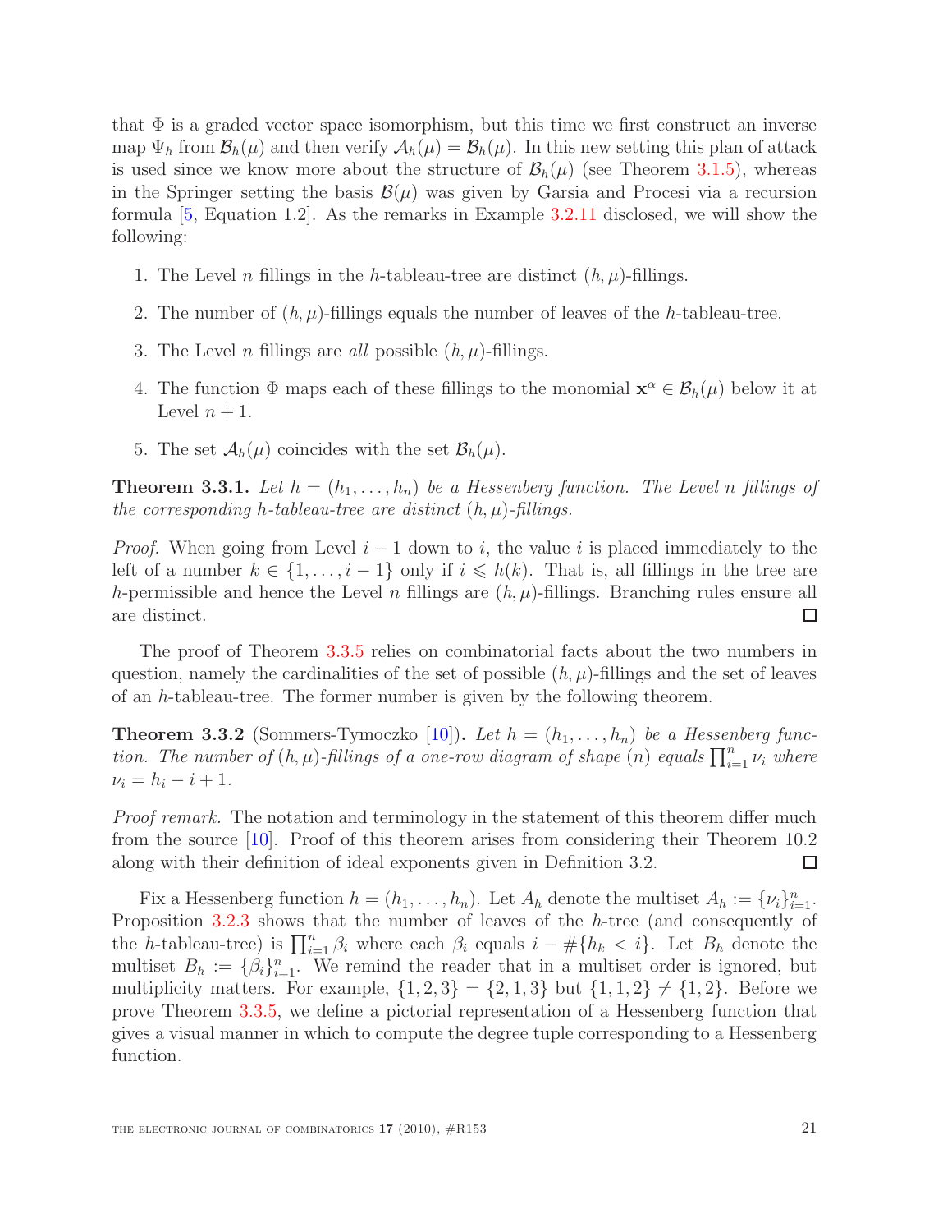that $\Phi$ is a graded vector space isomorphism, but this time we first construct an inverse map $\Psi_h$ from $\mathcal{B}_h(\mu)$ and then verify $\mathcal{A}_h(\mu) = \mathcal{B}_h(\mu)$. In this new setting this plan of attack is used since we know more about the structure of $\mathcal{B}_h(\mu)$ (see Theorem 3.1.5), whereas in the Springer setting the basis $\mathcal{B}(\mu)$ was given by Garsia and Procesi via a recursion formula [5, Equation 1.2]. As the remarks in Example 3.2.11 disclosed, we will show the following:

1. The Level $n$ fillings in the $h$-tableau-tree are distinct $(h, \mu)$-fillings.
2. The number of $(h, \mu)$-fillings equals the number of leaves of the $h$-tableau-tree.
3. The Level $n$ fillings are *all* possible $(h, \mu)$-fillings.
4. The function $\Phi$ maps each of these fillings to the monomial $\mathbf{x}^\alpha \in \mathcal{B}_h(\mu)$ below it at Level $n + 1$.
5. The set $\mathcal{A}_h(\mu)$ coincides with the set $\mathcal{B}_h(\mu)$.

**Theorem 3.3.1.** *Let $h = (h_1, \ldots, h_n)$ be a Hessenberg function. The Level $n$ fillings of the corresponding $h$-tableau-tree are distinct $(h, \mu)$-fillings.*

*Proof.* When going from Level $i - 1$ down to $i$, the value $i$ is placed immediately to the left of a number $k \in \{1, \ldots, i - 1\}$ only if $i \leqslant h(k)$. That is, all fillings in the tree are $h$-permissible and hence the Level $n$ fillings are $(h, \mu)$-fillings. Branching rules ensure all are distinct. □

The proof of Theorem 3.3.5 relies on combinatorial facts about the two numbers in question, namely the cardinalities of the set of possible $(h, \mu)$-fillings and the set of leaves of an $h$-tableau-tree. The former number is given by the following theorem.

**Theorem 3.3.2** (Sommers-Tymoczko [10])**.** *Let $h = (h_1, \ldots, h_n)$ be a Hessenberg function. The number of $(h, \mu)$-fillings of a one-row diagram of shape $(n)$ equals $\prod_{i=1}^n \nu_i$ where $\nu_i = h_i - i + 1$.*

*Proof remark.* The notation and terminology in the statement of this theorem differ much from the source [10]. Proof of this theorem arises from considering their Theorem 10.2 along with their definition of ideal exponents given in Definition 3.2. □

Fix a Hessenberg function $h = (h_1, \ldots, h_n)$. Let $A_h$ denote the multiset $A_h := \{\nu_i\}_{i=1}^n$. Proposition 3.2.3 shows that the number of leaves of the $h$-tree (and consequently of the $h$-tableau-tree) is $\prod_{i=1}^n \beta_i$ where each $\beta_i$ equals $i - \#\{h_k < i\}$. Let $B_h$ denote the multiset $B_h := \{\beta_i\}_{i=1}^n$. We remind the reader that in a multiset order is ignored, but multiplicity matters. For example, $\{1, 2, 3\} = \{2, 1, 3\}$ but $\{1, 1, 2\} \neq \{1, 2\}$. Before we prove Theorem 3.3.5, we define a pictorial representation of a Hessenberg function that gives a visual manner in which to compute the degree tuple corresponding to a Hessenberg function.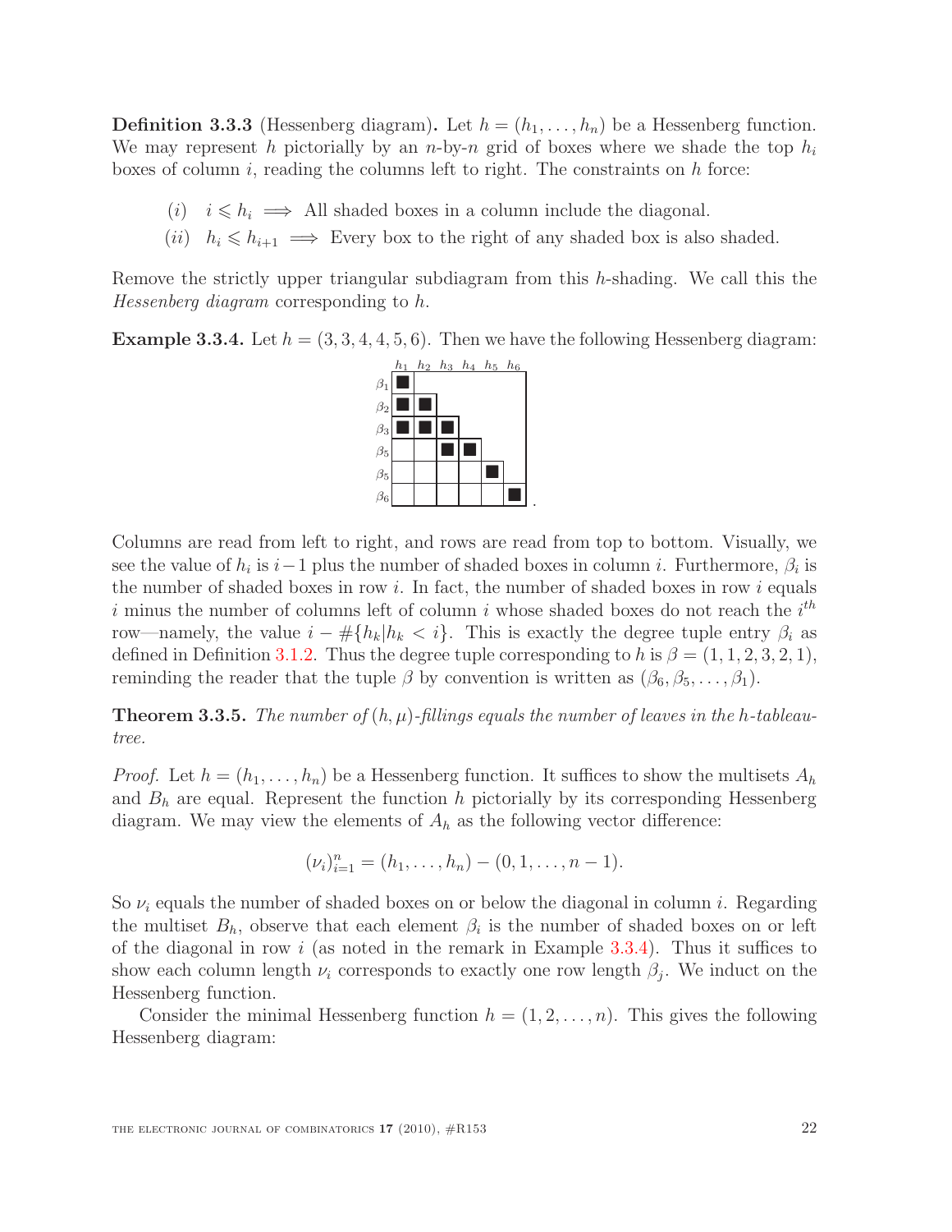**Definition 3.3.3** (Hessenberg diagram)**.** Let $h = (h_1, \ldots, h_n)$ be a Hessenberg function. We may represent $h$ pictorially by an $n$-by-$n$ grid of boxes where we shade the top $h_i$ boxes of column $i$, reading the columns left to right. The constraints on $h$ force:

- $(i)$ $\quad i \leqslant h_i \implies$ All shaded boxes in a column include the diagonal.
- $(ii)$ $\quad h_i \leqslant h_{i+1} \implies$ Every box to the right of any shaded box is also shaded.

Remove the strictly upper triangular subdiagram from this $h$-shading. We call this the *Hessenberg diagram* corresponding to $h$.

**Example 3.3.4.** Let $h = (3, 3, 4, 4, 5, 6)$. Then we have the following Hessenberg diagram:

| | $h_1$ | $h_2$ | $h_3$ | $h_4$ | $h_5$ | $h_6$ |
|---|---|---|---|---|---|---|
| $\beta_1$ | ■ | | | | | |
| $\beta_2$ | ■ | ■ | | | | |
| $\beta_3$ | ■ | ■ | ■ | | | |
| $\beta_5$ | | | ■ | ■ | | |
| $\beta_5$ | | | | | ■ | |
| $\beta_6$ | | | | | | ■ |

Columns are read from left to right, and rows are read from top to bottom. Visually, we see the value of $h_i$ is $i-1$ plus the number of shaded boxes in column $i$. Furthermore, $\beta_i$ is the number of shaded boxes in row $i$. In fact, the number of shaded boxes in row $i$ equals $i$ minus the number of columns left of column $i$ whose shaded boxes do not reach the $i^{th}$ row—namely, the value $i - \#\{h_k | h_k < i\}$. This is exactly the degree tuple entry $\beta_i$ as defined in Definition 3.1.2. Thus the degree tuple corresponding to $h$ is $\beta = (1, 1, 2, 3, 2, 1)$, reminding the reader that the tuple $\beta$ by convention is written as $(\beta_6, \beta_5, \ldots, \beta_1)$.

**Theorem 3.3.5.** *The number of $(h, \mu)$-fillings equals the number of leaves in the $h$-tableau-tree.*

*Proof.* Let $h = (h_1, \ldots, h_n)$ be a Hessenberg function. It suffices to show the multisets $A_h$ and $B_h$ are equal. Represent the function $h$ pictorially by its corresponding Hessenberg diagram. We may view the elements of $A_h$ as the following vector difference:

$$(\nu_i)_{i=1}^n = (h_1, \ldots, h_n) - (0, 1, \ldots, n-1).$$

So $\nu_i$ equals the number of shaded boxes on or below the diagonal in column $i$. Regarding the multiset $B_h$, observe that each element $\beta_i$ is the number of shaded boxes on or left of the diagonal in row $i$ (as noted in the remark in Example 3.3.4). Thus it suffices to show each column length $\nu_i$ corresponds to exactly one row length $\beta_j$. We induct on the Hessenberg function.

Consider the minimal Hessenberg function $h = (1, 2, \ldots, n)$. This gives the following Hessenberg diagram: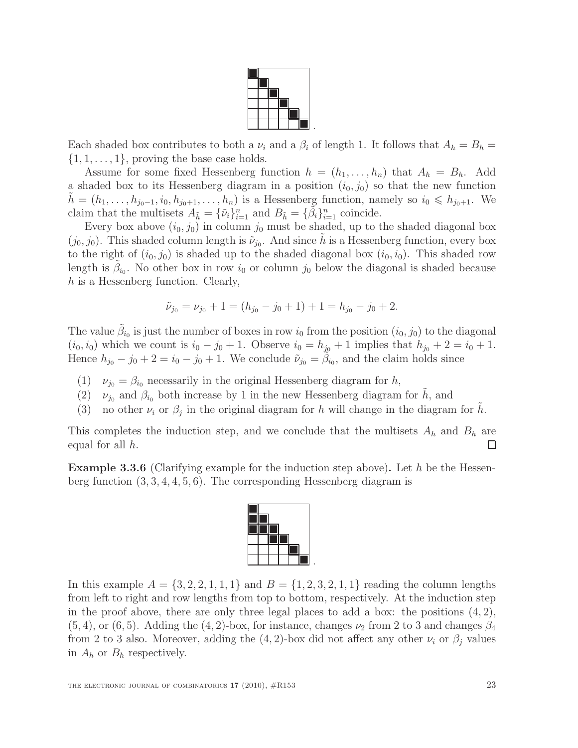Each shaded box contributes to both a $\nu_i$ and a $\beta_i$ of length 1. It follows that $A_h = B_h = \{1, 1, \ldots, 1\}$, proving the base case holds.

Assume for some fixed Hessenberg function $h = (h_1, \ldots, h_n)$ that $A_h = B_h$. Add a shaded box to its Hessenberg diagram in a position $(i_0, j_0)$ so that the new function $\tilde{h} = (h_1, \ldots, h_{j_0-1}, i_0, h_{j_0+1}, \ldots, h_n)$ is a Hessenberg function, namely so $i_0 \leqslant h_{j_0+1}$. We claim that the multisets $A_{\tilde{h}} = \{\tilde{\nu}_i\}_{i=1}^n$ and $B_{\tilde{h}} = \{\tilde{\beta}_i\}_{i=1}^n$ coincide.

Every box above $(i_0, j_0)$ in column $j_0$ must be shaded, up to the shaded diagonal box $(j_0, j_0)$. This shaded column length is $\tilde{\nu}_{j_0}$. And since $\tilde{h}$ is a Hessenberg function, every box to the right of $(i_0, j_0)$ is shaded up to the shaded diagonal box $(i_0, i_0)$. This shaded row length is $\tilde{\beta}_{i_0}$. No other box in row $i_0$ or column $j_0$ below the diagonal is shaded because $h$ is a Hessenberg function. Clearly,

$$\tilde{\nu}_{j_0} = \nu_{j_0} + 1 = (h_{j_0} - j_0 + 1) + 1 = h_{j_0} - j_0 + 2.$$

The value $\tilde{\beta}_{i_0}$ is just the number of boxes in row $i_0$ from the position $(i_0, j_0)$ to the diagonal $(i_0, i_0)$ which we count is $i_0 - j_0 + 1$. Observe $i_0 = h_{j_0} + 1$ implies that $h_{j_0} + 2 = i_0 + 1$. Hence $h_{j_0} - j_0 + 2 = i_0 - j_0 + 1$. We conclude $\tilde{\nu}_{j_0} = \tilde{\beta}_{i_0}$, and the claim holds since

1. $\nu_{j_0} = \beta_{i_0}$ necessarily in the original Hessenberg diagram for $h$,
2. $\nu_{j_0}$ and $\beta_{i_0}$ both increase by 1 in the new Hessenberg diagram for $\tilde{h}$, and
3. no other $\nu_i$ or $\beta_j$ in the original diagram for $h$ will change in the diagram for $\tilde{h}$.

This completes the induction step, and we conclude that the multisets $A_h$ and $B_h$ are equal for all $h$. □

**Example 3.3.6** (Clarifying example for the induction step above)**.** Let $h$ be the Hessenberg function $(3, 3, 4, 4, 5, 6)$. The corresponding Hessenberg diagram is

In this example $A = \{3, 2, 2, 1, 1, 1\}$ and $B = \{1, 2, 3, 2, 1, 1\}$ reading the column lengths from left to right and row lengths from top to bottom, respectively. At the induction step in the proof above, there are only three legal places to add a box: the positions $(4, 2)$, $(5, 4)$, or $(6, 5)$. Adding the $(4, 2)$-box, for instance, changes $\nu_2$ from 2 to 3 and changes $\beta_4$ from 2 to 3 also. Moreover, adding the $(4, 2)$-box did not affect any other $\nu_i$ or $\beta_j$ values in $A_h$ or $B_h$ respectively.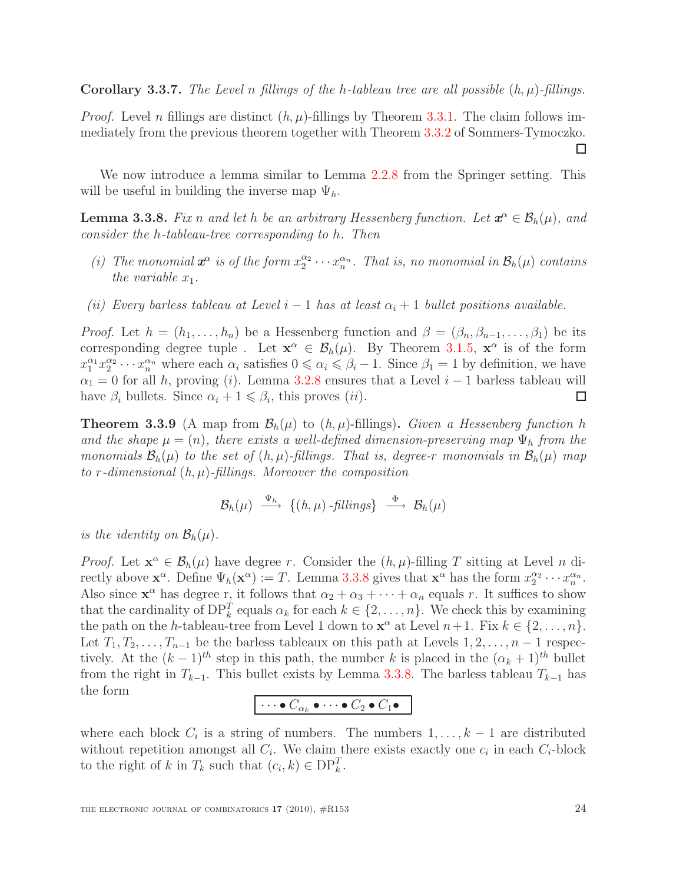**Corollary 3.3.7.** *The Level $n$ fillings of the $h$-tableau tree are all possible $(h, \mu)$-fillings.*

*Proof.* Level $n$ fillings are distinct $(h, \mu)$-fillings by Theorem 3.3.1. The claim follows immediately from the previous theorem together with Theorem 3.3.2 of Sommers-Tymoczko. $\square$

We now introduce a lemma similar to Lemma 2.2.8 from the Springer setting. This will be useful in building the inverse map $\Psi_h$.

**Lemma 3.3.8.** *Fix $n$ and let $h$ be an arbitrary Hessenberg function. Let $\boldsymbol{x}^\alpha \in \mathcal{B}_h(\mu)$, and consider the $h$-tableau-tree corresponding to $h$. Then*

*(i) The monomial $\boldsymbol{x}^\alpha$ is of the form $x_2^{\alpha_2} \cdots x_n^{\alpha_n}$. That is, no monomial in $\mathcal{B}_h(\mu)$ contains the variable $x_1$.*

*(ii) Every barless tableau at Level $i-1$ has at least $\alpha_i + 1$ bullet positions available.*

*Proof.* Let $h = (h_1, \dots, h_n)$ be a Hessenberg function and $\beta = (\beta_n, \beta_{n-1}, \dots, \beta_1)$ be its corresponding degree tuple . Let $\mathbf{x}^\alpha \in \mathcal{B}_h(\mu)$. By Theorem 3.1.5, $\mathbf{x}^\alpha$ is of the form $x_1^{\alpha_1} x_2^{\alpha_2} \cdots x_n^{\alpha_n}$ where each $\alpha_i$ satisfies $0 \leqslant \alpha_i \leqslant \beta_i - 1$. Since $\beta_1 = 1$ by definition, we have $\alpha_1 = 0$ for all $h$, proving $(i)$. Lemma 3.2.8 ensures that a Level $i-1$ barless tableau will have $\beta_i$ bullets. Since $\alpha_i + 1 \leqslant \beta_i$, this proves $(ii)$. $\square$

**Theorem 3.3.9** (A map from $\mathcal{B}_h(\mu)$ to $(h, \mu)$-fillings)**.** *Given a Hessenberg function $h$ and the shape $\mu = (n)$, there exists a well-defined dimension-preserving map $\Psi_h$ from the monomials $\mathcal{B}_h(\mu)$ to the set of $(h, \mu)$-fillings. That is, degree-$r$ monomials in $\mathcal{B}_h(\mu)$ map to $r$-dimensional $(h, \mu)$-fillings. Moreover the composition*

$$\mathcal{B}_h(\mu) \xrightarrow{\Psi_h} \{(h, \mu)\text{-fillings}\} \xrightarrow{\Phi} \mathcal{B}_h(\mu)$$

*is the identity on $\mathcal{B}_h(\mu)$.*

*Proof.* Let $\mathbf{x}^\alpha \in \mathcal{B}_h(\mu)$ have degree $r$. Consider the $(h, \mu)$-filling $T$ sitting at Level $n$ directly above $\mathbf{x}^\alpha$. Define $\Psi_h(\mathbf{x}^\alpha) := T$. Lemma 3.3.8 gives that $\mathbf{x}^\alpha$ has the form $x_2^{\alpha_2} \cdots x_n^{\alpha_n}$. Also since $\mathbf{x}^\alpha$ has degree r, it follows that $\alpha_2 + \alpha_3 + \cdots + \alpha_n$ equals $r$. It suffices to show that the cardinality of $\mathrm{DP}_k^T$ equals $\alpha_k$ for each $k \in \{2, \dots, n\}$. We check this by examining the path on the $h$-tableau-tree from Level 1 down to $\mathbf{x}^\alpha$ at Level $n+1$. Fix $k \in \{2, \dots, n\}$. Let $T_1, T_2, \dots, T_{n-1}$ be the barless tableaux on this path at Levels $1, 2, \dots, n-1$ respectively. At the $(k-1)^{th}$ step in this path, the number $k$ is placed in the $(\alpha_k + 1)^{th}$ bullet from the right in $T_{k-1}$. This bullet exists by Lemma 3.3.8. The barless tableau $T_{k-1}$ has the form

$$\boxed{\cdots \bullet C_{\alpha_k} \bullet \cdots \bullet C_2 \bullet C_1 \bullet}$$

where each block $C_i$ is a string of numbers. The numbers $1, \dots, k-1$ are distributed without repetition amongst all $C_i$. We claim there exists exactly one $c_i$ in each $C_i$-block to the right of $k$ in $T_k$ such that $(c_i, k) \in \mathrm{DP}_k^T$.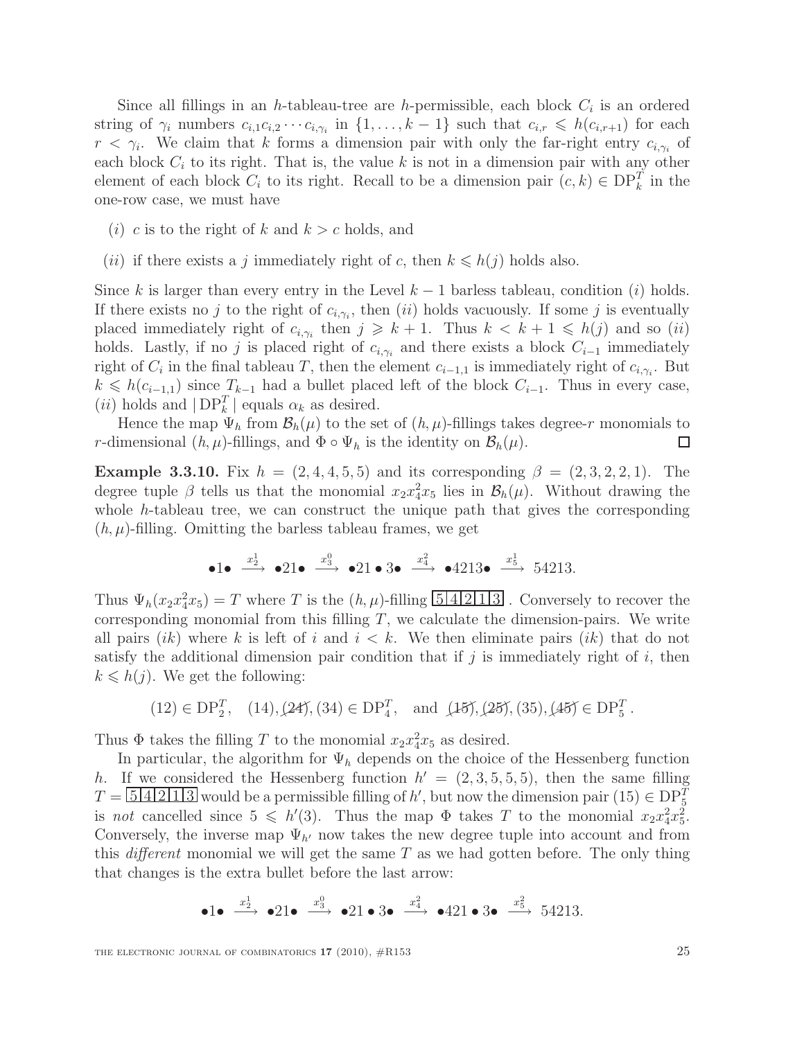Since all fillings in an $h$-tableau-tree are $h$-permissible, each block $C_i$ is an ordered string of $\gamma_i$ numbers $c_{i,1}c_{i,2}\cdots c_{i,\gamma_i}$ in $\{1,\ldots,k-1\}$ such that $c_{i,r} \leqslant h(c_{i,r+1})$ for each $r < \gamma_i$. We claim that $k$ forms a dimension pair with only the far-right entry $c_{i,\gamma_i}$ of each block $C_i$ to its right. That is, the value $k$ is not in a dimension pair with any other element of each block $C_i$ to its right. Recall to be a dimension pair $(c,k) \in \mathrm{DP}_k^T$ in the one-row case, we must have

- $(i)$ $c$ is to the right of $k$ and $k > c$ holds, and
- $(ii)$ if there exists a $j$ immediately right of $c$, then $k \leqslant h(j)$ holds also.

Since $k$ is larger than every entry in the Level $k-1$ barless tableau, condition $(i)$ holds. If there exists no $j$ to the right of $c_{i,\gamma_i}$, then $(ii)$ holds vacuously. If some $j$ is eventually placed immediately right of $c_{i,\gamma_i}$ then $j \geqslant k+1$. Thus $k < k+1 \leqslant h(j)$ and so $(ii)$ holds. Lastly, if no $j$ is placed right of $c_{i,\gamma_i}$ and there exists a block $C_{i-1}$ immediately right of $C_i$ in the final tableau $T$, then the element $c_{i-1,1}$ is immediately right of $c_{i,\gamma_i}$. But $k \leqslant h(c_{i-1,1})$ since $T_{k-1}$ had a bullet placed left of the block $C_{i-1}$. Thus in every case, $(ii)$ holds and $|\,\mathrm{DP}_k^T\,|$ equals $\alpha_k$ as desired.

Hence the map $\Psi_h$ from $\mathcal{B}_h(\mu)$ to the set of $(h,\mu)$-fillings takes degree-$r$ monomials to $r$-dimensional $(h,\mu)$-fillings, and $\Phi \circ \Psi_h$ is the identity on $\mathcal{B}_h(\mu)$. $\square$

**Example 3.3.10.** Fix $h = (2,4,4,5,5)$ and its corresponding $\beta = (2,3,2,2,1)$. The degree tuple $\beta$ tells us that the monomial $x_2x_4^2x_5$ lies in $\mathcal{B}_h(\mu)$. Without drawing the whole $h$-tableau tree, we can construct the unique path that gives the corresponding $(h,\mu)$-filling. Omitting the barless tableau frames, we get

$$\bullet 1 \bullet \xrightarrow{x_2^1} \bullet 21 \bullet \xrightarrow{x_3^0} \bullet 21 \bullet 3 \bullet \xrightarrow{x_4^2} \bullet 4213 \bullet \xrightarrow{x_5^1} 54213.$$

Thus $\Psi_h(x_2x_4^2x_5) = T$ where $T$ is the $(h,\mu)$-filling $\boxed{5|4|2|1|3}$ . Conversely to recover the corresponding monomial from this filling $T$, we calculate the dimension-pairs. We write all pairs $(ik)$ where $k$ is left of $i$ and $i < k$. We then eliminate pairs $(ik)$ that do not satisfy the additional dimension pair condition that if $j$ is immediately right of $i$, then $k \leqslant h(j)$. We get the following:

$$(12) \in \mathrm{DP}_2^T, \quad (14), \cancel{(24)}, (34) \in \mathrm{DP}_4^T, \quad \text{and } \cancel{(15)}, \cancel{(25)}, (35), \cancel{(45)} \in \mathrm{DP}_5^T.$$

Thus $\Phi$ takes the filling $T$ to the monomial $x_2x_4^2x_5$ as desired.

In particular, the algorithm for $\Psi_h$ depends on the choice of the Hessenberg function $h$. If we considered the Hessenberg function $h' = (2,3,5,5,5)$, then the same filling $T = \boxed{5|4|2|1|3}$ would be a permissible filling of $h'$, but now the dimension pair $(15) \in \mathrm{DP}_5^T$ is *not* cancelled since $5 \leqslant h'(3)$. Thus the map $\Phi$ takes $T$ to the monomial $x_2x_4^2x_5^2$. Conversely, the inverse map $\Psi_{h'}$ now takes the new degree tuple into account and from this *different* monomial we will get the same $T$ as we had gotten before. The only thing that changes is the extra bullet before the last arrow:

$$\bullet 1 \bullet \xrightarrow{x_2^1} \bullet 21 \bullet \xrightarrow{x_3^0} \bullet 21 \bullet 3 \bullet \xrightarrow{x_4^2} \bullet 421 \bullet 3 \bullet \xrightarrow{x_5^2} 54213.$$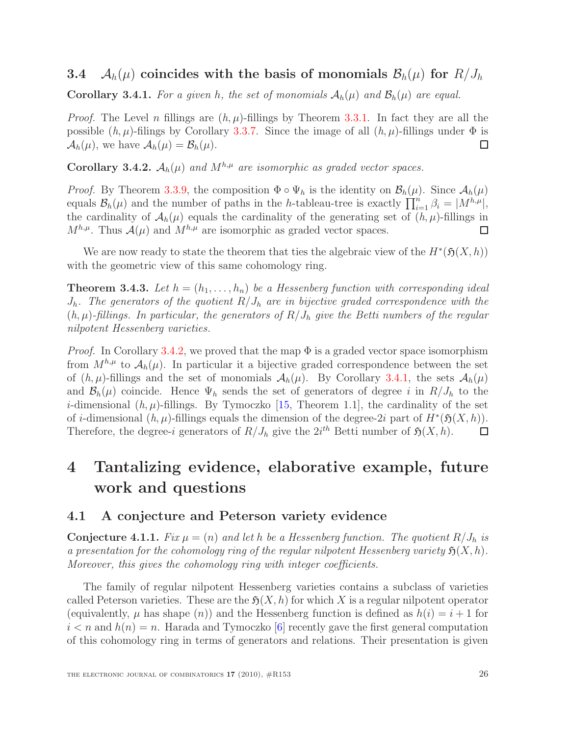### 3.4 $\mathcal{A}_h(\mu)$ coincides with the basis of monomials $\mathcal{B}_h(\mu)$ for $R/J_h$

**Corollary 3.4.1.** *For a given h, the set of monomials $\mathcal{A}_h(\mu)$ and $\mathcal{B}_h(\mu)$ are equal.*

*Proof.* The Level $n$ fillings are $(h,\mu)$-fillings by Theorem 3.3.1. In fact they are all the possible $(h,\mu)$-filings by Corollary 3.3.7. Since the image of all $(h,\mu)$-fillings under $\Phi$ is $\mathcal{A}_h(\mu)$, we have $\mathcal{A}_h(\mu) = \mathcal{B}_h(\mu)$. □

**Corollary 3.4.2.** *$\mathcal{A}_h(\mu)$ and $M^{h,\mu}$ are isomorphic as graded vector spaces.*

*Proof.* By Theorem 3.3.9, the composition $\Phi \circ \Psi_h$ is the identity on $\mathcal{B}_h(\mu)$. Since $\mathcal{A}_h(\mu)$ equals $\mathcal{B}_h(\mu)$ and the number of paths in the $h$-tableau-tree is exactly $\prod_{i=1}^n \beta_i = |M^{h,\mu}|$, the cardinality of $\mathcal{A}_h(\mu)$ equals the cardinality of the generating set of $(h,\mu)$-fillings in $M^{h,\mu}$. Thus $\mathcal{A}(\mu)$ and $M^{h,\mu}$ are isomorphic as graded vector spaces. □

We are now ready to state the theorem that ties the algebraic view of the $H^*(\mathfrak{H}(X,h))$ with the geometric view of this same cohomology ring.

**Theorem 3.4.3.** *Let $h = (h_1, \ldots, h_n)$ be a Hessenberg function with corresponding ideal $J_h$. The generators of the quotient $R/J_h$ are in bijective graded correspondence with the $(h,\mu)$-fillings. In particular, the generators of $R/J_h$ give the Betti numbers of the regular nilpotent Hessenberg varieties.*

*Proof.* In Corollary 3.4.2, we proved that the map $\Phi$ is a graded vector space isomorphism from $M^{h,\mu}$ to $\mathcal{A}_h(\mu)$. In particular it a bijective graded correspondence between the set of $(h,\mu)$-fillings and the set of monomials $\mathcal{A}_h(\mu)$. By Corollary 3.4.1, the sets $\mathcal{A}_h(\mu)$ and $\mathcal{B}_h(\mu)$ coincide. Hence $\Psi_h$ sends the set of generators of degree $i$ in $R/J_h$ to the $i$-dimensional $(h,\mu)$-fillings. By Tymoczko [15, Theorem 1.1], the cardinality of the set of $i$-dimensional $(h,\mu)$-fillings equals the dimension of the degree-$2i$ part of $H^*(\mathfrak{H}(X,h))$. Therefore, the degree-$i$ generators of $R/J_h$ give the $2i^{th}$ Betti number of $\mathfrak{H}(X,h)$. □

# 4 Tantalizing evidence, elaborative example, future work and questions

## 4.1 A conjecture and Peterson variety evidence

**Conjecture 4.1.1.** *Fix $\mu = (n)$ and let $h$ be a Hessenberg function. The quotient $R/J_h$ is a presentation for the cohomology ring of the regular nilpotent Hessenberg variety $\mathfrak{H}(X,h)$. Moreover, this gives the cohomology ring with integer coefficients.*

The family of regular nilpotent Hessenberg varieties contains a subclass of varieties called Peterson varieties. These are the $\mathfrak{H}(X,h)$ for which $X$ is a regular nilpotent operator (equivalently, $\mu$ has shape $(n)$) and the Hessenberg function is defined as $h(i) = i+1$ for $i < n$ and $h(n) = n$. Harada and Tymoczko [6] recently gave the first general computation of this cohomology ring in terms of generators and relations. Their presentation is given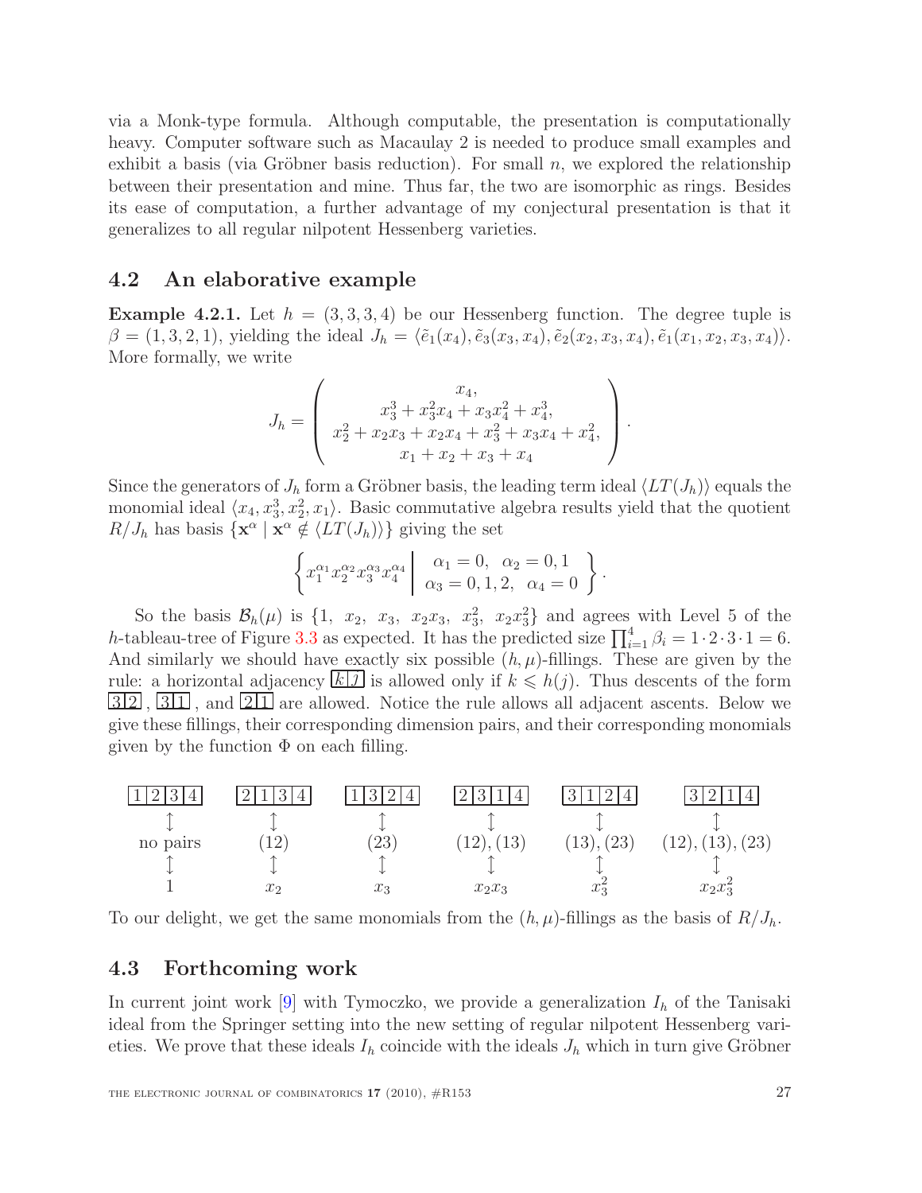via a Monk-type formula. Although computable, the presentation is computationally heavy. Computer software such as Macaulay 2 is needed to produce small examples and exhibit a basis (via Gröbner basis reduction). For small $n$, we explored the relationship between their presentation and mine. Thus far, the two are isomorphic as rings. Besides its ease of computation, a further advantage of my conjectural presentation is that it generalizes to all regular nilpotent Hessenberg varieties.

## 4.2 An elaborative example

**Example 4.2.1.** Let $h = (3, 3, 3, 4)$ be our Hessenberg function. The degree tuple is $\beta = (1, 3, 2, 1)$, yielding the ideal $J_h = \langle \tilde{e}_1(x_4), \tilde{e}_3(x_3, x_4), \tilde{e}_2(x_2, x_3, x_4), \tilde{e}_1(x_1, x_2, x_3, x_4)\rangle$. More formally, we write

$$J_h = \left( \begin{array}{c} x_4, \\ x_3^3 + x_3^2 x_4 + x_3 x_4^2 + x_4^3, \\ x_2^2 + x_2 x_3 + x_2 x_4 + x_3^2 + x_3 x_4 + x_4^2, \\ x_1 + x_2 + x_3 + x_4 \end{array} \right).$$

Since the generators of $J_h$ form a Gröbner basis, the leading term ideal $\langle LT(J_h)\rangle$ equals the monomial ideal $\langle x_4, x_3^3, x_2^2, x_1\rangle$. Basic commutative algebra results yield that the quotient $R/J_h$ has basis $\{\mathbf{x}^\alpha \mid \mathbf{x}^\alpha \notin \langle LT(J_h)\rangle\}$ giving the set

$$\left\{ x_1^{\alpha_1} x_2^{\alpha_2} x_3^{\alpha_3} x_4^{\alpha_4} \;\middle|\; \begin{array}{l} \alpha_1 = 0, \quad \alpha_2 = 0, 1 \\ \alpha_3 = 0, 1, 2, \quad \alpha_4 = 0 \end{array} \right\}.$$

So the basis $\mathcal{B}_h(\mu)$ is $\{1, \; x_2, \; x_3, \; x_2 x_3, \; x_3^2, \; x_2 x_3^2\}$ and agrees with Level 5 of the $h$-tableau-tree of Figure 3.3 as expected. It has the predicted size $\prod_{i=1}^4 \beta_i = 1 \cdot 2 \cdot 3 \cdot 1 = 6$. And similarly we should have exactly six possible $(h, \mu)$-fillings. These are given by the rule: a horizontal adjacency $\boxed{k|j}$ is allowed only if $k \leqslant h(j)$. Thus descents of the form $\boxed{3|2}$, $\boxed{3|1}$, and $\boxed{2|1}$ are allowed. Notice the rule allows all adjacent ascents. Below we give these fillings, their corresponding dimension pairs, and their corresponding monomials given by the function $\Phi$ on each filling.

| $\boxed{1\|2\|3\|4}$ | $\boxed{2\|1\|3\|4}$ | $\boxed{1\|3\|2\|4}$ | $\boxed{2\|3\|1\|4}$ | $\boxed{3\|1\|2\|4}$ | $\boxed{3\|2\|1\|4}$ |
|---|---|---|---|---|---|
| $\updownarrow$ | $\updownarrow$ | $\updownarrow$ | $\updownarrow$ | $\updownarrow$ | $\updownarrow$ |
| no pairs | (12) | (23) | (12), (13) | (13), (23) | (12), (13), (23) |
| $\updownarrow$ | $\updownarrow$ | $\updownarrow$ | $\updownarrow$ | $\updownarrow$ | $\updownarrow$ |
| $1$ | $x_2$ | $x_3$ | $x_2 x_3$ | $x_3^2$ | $x_2 x_3^2$ |

To our delight, we get the same monomials from the $(h, \mu)$-fillings as the basis of $R/J_h$.

## 4.3 Forthcoming work

In current joint work [9] with Tymoczko, we provide a generalization $I_h$ of the Tanisaki ideal from the Springer setting into the new setting of regular nilpotent Hessenberg varieties. We prove that these ideals $I_h$ coincide with the ideals $J_h$ which in turn give Gröbner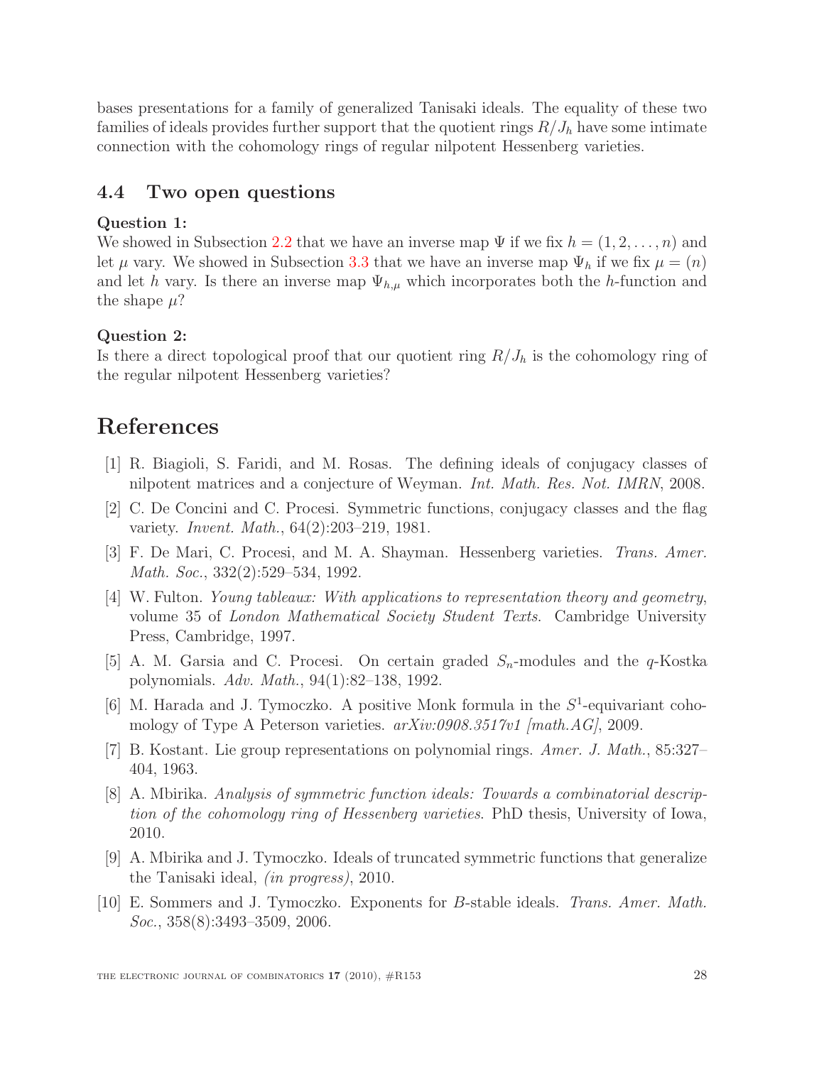bases presentations for a family of generalized Tanisaki ideals. The equality of these two families of ideals provides further support that the quotient rings $R/J_h$ have some intimate connection with the cohomology rings of regular nilpotent Hessenberg varieties.

### 4.4 Two open questions

**Question 1:**
We showed in Subsection 2.2 that we have an inverse map $\Psi$ if we fix $h = (1, 2, \ldots, n)$ and let $\mu$ vary. We showed in Subsection 3.3 that we have an inverse map $\Psi_h$ if we fix $\mu = (n)$ and let $h$ vary. Is there an inverse map $\Psi_{h,\mu}$ which incorporates both the $h$-function and the shape $\mu$?

**Question 2:**
Is there a direct topological proof that our quotient ring $R/J_h$ is the cohomology ring of the regular nilpotent Hessenberg varieties?

## References

[1] R. Biagioli, S. Faridi, and M. Rosas. The defining ideals of conjugacy classes of nilpotent matrices and a conjecture of Weyman. *Int. Math. Res. Not. IMRN*, 2008.

[2] C. De Concini and C. Procesi. Symmetric functions, conjugacy classes and the flag variety. *Invent. Math.*, 64(2):203–219, 1981.

[3] F. De Mari, C. Procesi, and M. A. Shayman. Hessenberg varieties. *Trans. Amer. Math. Soc.*, 332(2):529–534, 1992.

[4] W. Fulton. *Young tableaux: With applications to representation theory and geometry*, volume 35 of *London Mathematical Society Student Texts*. Cambridge University Press, Cambridge, 1997.

[5] A. M. Garsia and C. Procesi. On certain graded $S_n$-modules and the $q$-Kostka polynomials. *Adv. Math.*, 94(1):82–138, 1992.

[6] M. Harada and J. Tymoczko. A positive Monk formula in the $S^1$-equivariant cohomology of Type A Peterson varieties. *arXiv:0908.3517v1 [math.AG]*, 2009.

[7] B. Kostant. Lie group representations on polynomial rings. *Amer. J. Math.*, 85:327–404, 1963.

[8] A. Mbirika. *Analysis of symmetric function ideals: Towards a combinatorial description of the cohomology ring of Hessenberg varieties*. PhD thesis, University of Iowa, 2010.

[9] A. Mbirika and J. Tymoczko. Ideals of truncated symmetric functions that generalize the Tanisaki ideal, *(in progress)*, 2010.

[10] E. Sommers and J. Tymoczko. Exponents for $B$-stable ideals. *Trans. Amer. Math. Soc.*, 358(8):3493–3509, 2006.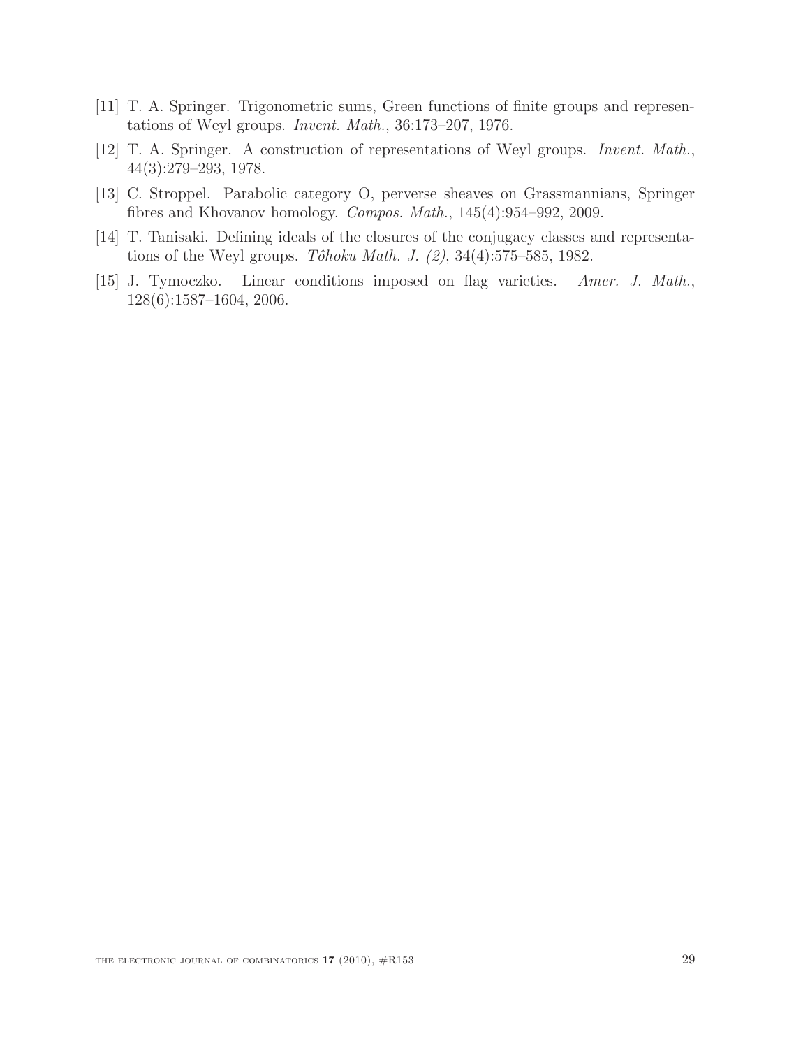[11] T. A. Springer. Trigonometric sums, Green functions of finite groups and representations of Weyl groups. *Invent. Math.*, 36:173–207, 1976.

[12] T. A. Springer. A construction of representations of Weyl groups. *Invent. Math.*, 44(3):279–293, 1978.

[13] C. Stroppel. Parabolic category O, perverse sheaves on Grassmannians, Springer fibres and Khovanov homology. *Compos. Math.*, 145(4):954–992, 2009.

[14] T. Tanisaki. Defining ideals of the closures of the conjugacy classes and representations of the Weyl groups. *Tôhoku Math. J. (2)*, 34(4):575–585, 1982.

[15] J. Tymoczko. Linear conditions imposed on flag varieties. *Amer. J. Math.*, 128(6):1587–1604, 2006.